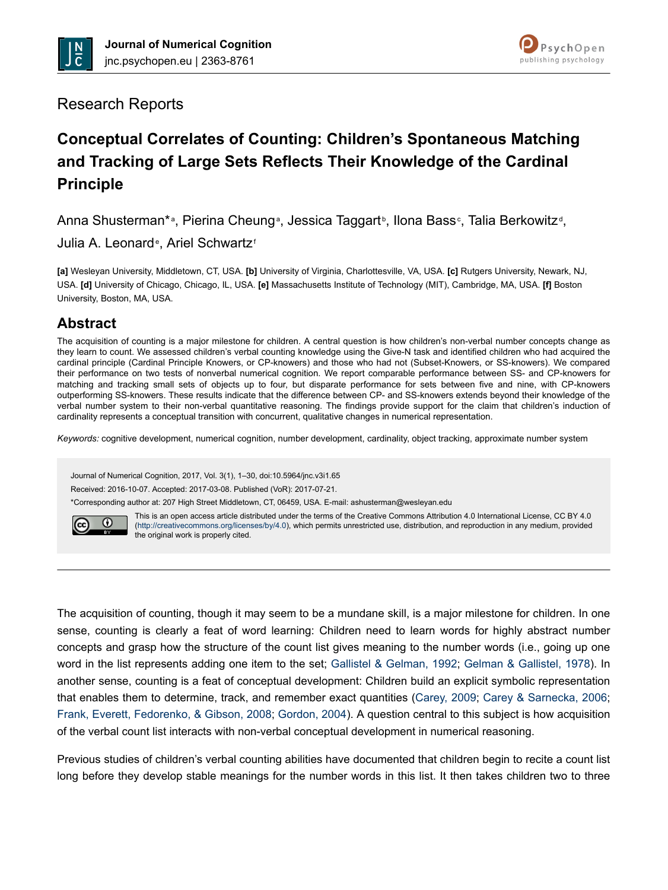Research Reports

# Conceptual Correlates of Counting: Children's Spontaneous Matching and Tracking of Large Sets Reflects Their Knowledge of the Cardinal Principle

Anna Shusterman*[a], Pierina Cheung[a], Jessica Taggart[b], Ilona Bass[c], Talia Berkowitz[d], Julia A. Leonard[e], Ariel Schwartz[f]

**[a]** Wesleyan University, Middletown, CT, USA. **[b]** University of Virginia, Charlottesville, VA, USA. **[c]** Rutgers University, Newark, NJ, USA. **[d]** University of Chicago, Chicago, IL, USA. **[e]** Massachusetts Institute of Technology (MIT), Cambridge, MA, USA. **[f]** Boston University, Boston, MA, USA.

## Abstract

The acquisition of counting is a major milestone for children. A central question is how children's non-verbal number concepts change as they learn to count. We assessed children's verbal counting knowledge using the Give-N task and identified children who had acquired the cardinal principle (Cardinal Principle Knowers, or CP-knowers) and those who had not (Subset-Knowers, or SS-knowers). We compared their performance on two tests of nonverbal numerical cognition. We report comparable performance between SS- and CP-knowers for matching and tracking small sets of objects up to four, but disparate performance for sets between five and nine, with CP-knowers outperforming SS-knowers. These results indicate that the difference between CP- and SS-knowers extends beyond their knowledge of the verbal number system to their non-verbal quantitative reasoning. The findings provide support for the claim that children's induction of cardinality represents a conceptual transition with concurrent, qualitative changes in numerical representation.

*Keywords:* cognitive development, numerical cognition, number development, cardinality, object tracking, approximate number system

Journal of Numerical Cognition, 2017, Vol. 3(1), 1–30, doi:10.5964/jnc.v3i1.65

Received: 2016-10-07. Accepted: 2017-03-08. Published (VoR): 2017-07-21.

*Corresponding author at: 207 High Street Middletown, CT, 06459, USA. E-mail: ashusterman@wesleyan.edu

This is an open access article distributed under the terms of the Creative Commons Attribution 4.0 International License, CC BY 4.0 (http://creativecommons.org/licenses/by/4.0), which permits unrestricted use, distribution, and reproduction in any medium, provided the original work is properly cited.

---

The acquisition of counting, though it may seem to be a mundane skill, is a major milestone for children. In one sense, counting is clearly a feat of word learning: Children need to learn words for highly abstract number concepts and grasp how the structure of the count list gives meaning to the number words (i.e., going up one word in the list represents adding one item to the set; Gallistel & Gelman, 1992; Gelman & Gallistel, 1978). In another sense, counting is a feat of conceptual development: Children build an explicit symbolic representation that enables them to determine, track, and remember exact quantities (Carey, 2009; Carey & Sarnecka, 2006; Frank, Everett, Fedorenko, & Gibson, 2008; Gordon, 2004). A question central to this subject is how acquisition of the verbal count list interacts with non-verbal conceptual development in numerical reasoning.

Previous studies of children's verbal counting abilities have documented that children begin to recite a count list long before they develop stable meanings for the number words in this list. It then takes children two to three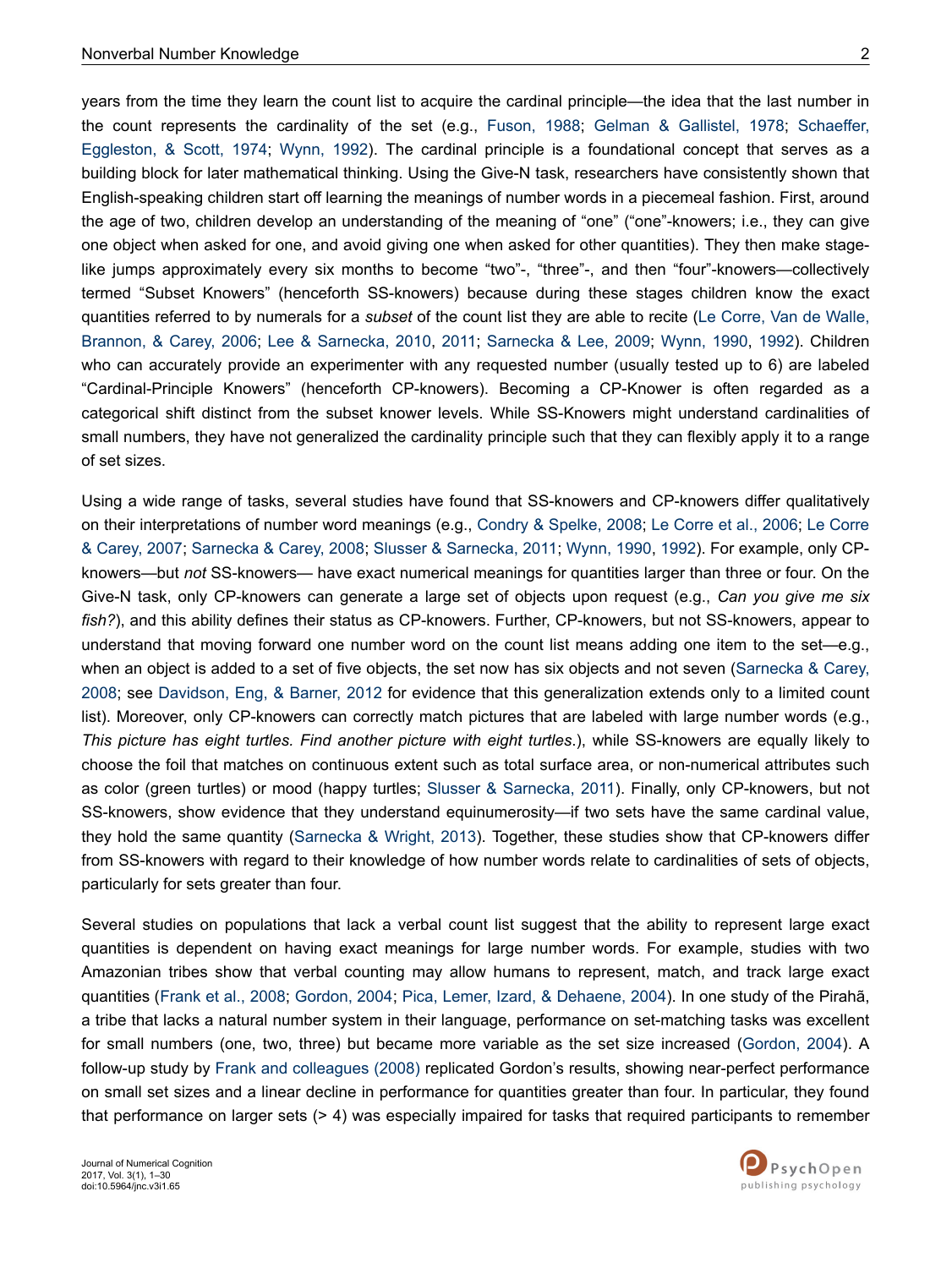years from the time they learn the count list to acquire the cardinal principle—the idea that the last number in the count represents the cardinality of the set (e.g., Fuson, 1988; Gelman & Gallistel, 1978; Schaeffer, Eggleston, & Scott, 1974; Wynn, 1992). The cardinal principle is a foundational concept that serves as a building block for later mathematical thinking. Using the Give-N task, researchers have consistently shown that English-speaking children start off learning the meanings of number words in a piecemeal fashion. First, around the age of two, children develop an understanding of the meaning of "one" ("one"-knowers; i.e., they can give one object when asked for one, and avoid giving one when asked for other quantities). They then make stage-like jumps approximately every six months to become "two"-, "three"-, and then "four"-knowers—collectively termed "Subset Knowers" (henceforth SS-knowers) because during these stages children know the exact quantities referred to by numerals for a *subset* of the count list they are able to recite (Le Corre, Van de Walle, Brannon, & Carey, 2006; Lee & Sarnecka, 2010, 2011; Sarnecka & Lee, 2009; Wynn, 1990, 1992). Children who can accurately provide an experimenter with any requested number (usually tested up to 6) are labeled "Cardinal-Principle Knowers" (henceforth CP-knowers). Becoming a CP-Knower is often regarded as a categorical shift distinct from the subset knower levels. While SS-Knowers might understand cardinalities of small numbers, they have not generalized the cardinality principle such that they can flexibly apply it to a range of set sizes.

Using a wide range of tasks, several studies have found that SS-knowers and CP-knowers differ qualitatively on their interpretations of number word meanings (e.g., Condry & Spelke, 2008; Le Corre et al., 2006; Le Corre & Carey, 2007; Sarnecka & Carey, 2008; Slusser & Sarnecka, 2011; Wynn, 1990, 1992). For example, only CP-knowers—but *not* SS-knowers— have exact numerical meanings for quantities larger than three or four. On the Give-N task, only CP-knowers can generate a large set of objects upon request (e.g., *Can you give me six fish?*), and this ability defines their status as CP-knowers. Further, CP-knowers, but not SS-knowers, appear to understand that moving forward one number word on the count list means adding one item to the set—e.g., when an object is added to a set of five objects, the set now has six objects and not seven (Sarnecka & Carey, 2008; see Davidson, Eng, & Barner, 2012 for evidence that this generalization extends only to a limited count list). Moreover, only CP-knowers can correctly match pictures that are labeled with large number words (e.g., *This picture has eight turtles. Find another picture with eight turtles*.), while SS-knowers are equally likely to choose the foil that matches on continuous extent such as total surface area, or non-numerical attributes such as color (green turtles) or mood (happy turtles; Slusser & Sarnecka, 2011). Finally, only CP-knowers, but not SS-knowers, show evidence that they understand equinumerosity—if two sets have the same cardinal value, they hold the same quantity (Sarnecka & Wright, 2013). Together, these studies show that CP-knowers differ from SS-knowers with regard to their knowledge of how number words relate to cardinalities of sets of objects, particularly for sets greater than four.

Several studies on populations that lack a verbal count list suggest that the ability to represent large exact quantities is dependent on having exact meanings for large number words. For example, studies with two Amazonian tribes show that verbal counting may allow humans to represent, match, and track large exact quantities (Frank et al., 2008; Gordon, 2004; Pica, Lemer, Izard, & Dehaene, 2004). In one study of the Pirahã, a tribe that lacks a natural number system in their language, performance on set-matching tasks was excellent for small numbers (one, two, three) but became more variable as the set size increased (Gordon, 2004). A follow-up study by Frank and colleagues (2008) replicated Gordon's results, showing near-perfect performance on small set sizes and a linear decline in performance for quantities greater than four. In particular, they found that performance on larger sets (> 4) was especially impaired for tasks that required participants to remember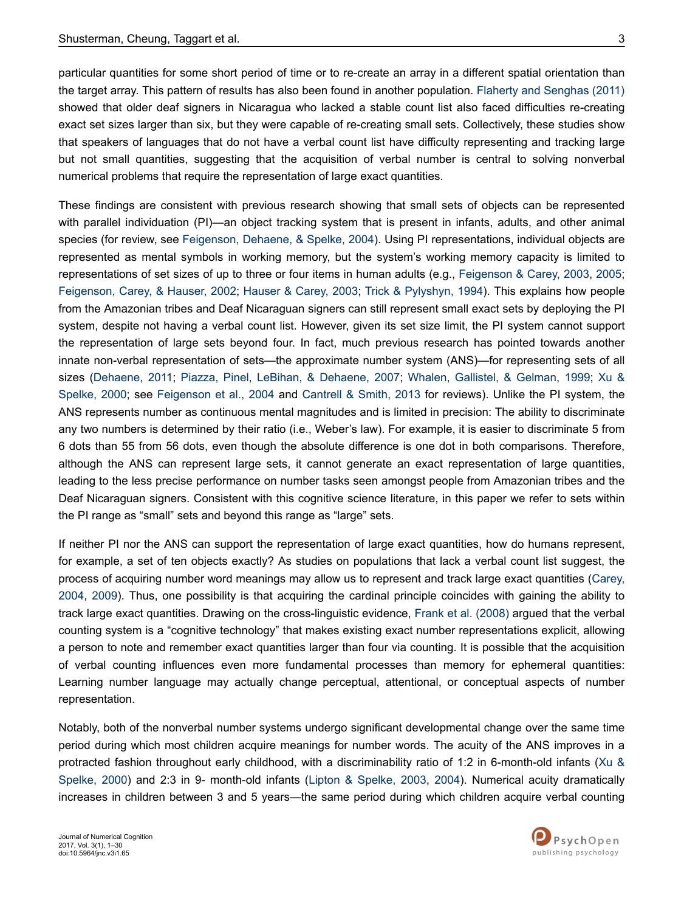particular quantities for some short period of time or to re-create an array in a different spatial orientation than the target array. This pattern of results has also been found in another population. Flaherty and Senghas (2011) showed that older deaf signers in Nicaragua who lacked a stable count list also faced difficulties re-creating exact set sizes larger than six, but they were capable of re-creating small sets. Collectively, these studies show that speakers of languages that do not have a verbal count list have difficulty representing and tracking large but not small quantities, suggesting that the acquisition of verbal number is central to solving nonverbal numerical problems that require the representation of large exact quantities.

These findings are consistent with previous research showing that small sets of objects can be represented with parallel individuation (PI)—an object tracking system that is present in infants, adults, and other animal species (for review, see Feigenson, Dehaene, & Spelke, 2004). Using PI representations, individual objects are represented as mental symbols in working memory, but the system's working memory capacity is limited to representations of set sizes of up to three or four items in human adults (e.g., Feigenson & Carey, 2003, 2005; Feigenson, Carey, & Hauser, 2002; Hauser & Carey, 2003; Trick & Pylyshyn, 1994). This explains how people from the Amazonian tribes and Deaf Nicaraguan signers can still represent small exact sets by deploying the PI system, despite not having a verbal count list. However, given its set size limit, the PI system cannot support the representation of large sets beyond four. In fact, much previous research has pointed towards another innate non-verbal representation of sets—the approximate number system (ANS)—for representing sets of all sizes (Dehaene, 2011; Piazza, Pinel, LeBihan, & Dehaene, 2007; Whalen, Gallistel, & Gelman, 1999; Xu & Spelke, 2000; see Feigenson et al., 2004 and Cantrell & Smith, 2013 for reviews). Unlike the PI system, the ANS represents number as continuous mental magnitudes and is limited in precision: The ability to discriminate any two numbers is determined by their ratio (i.e., Weber's law). For example, it is easier to discriminate 5 from 6 dots than 55 from 56 dots, even though the absolute difference is one dot in both comparisons. Therefore, although the ANS can represent large sets, it cannot generate an exact representation of large quantities, leading to the less precise performance on number tasks seen amongst people from Amazonian tribes and the Deaf Nicaraguan signers. Consistent with this cognitive science literature, in this paper we refer to sets within the PI range as "small" sets and beyond this range as "large" sets.

If neither PI nor the ANS can support the representation of large exact quantities, how do humans represent, for example, a set of ten objects exactly? As studies on populations that lack a verbal count list suggest, the process of acquiring number word meanings may allow us to represent and track large exact quantities (Carey, 2004, 2009). Thus, one possibility is that acquiring the cardinal principle coincides with gaining the ability to track large exact quantities. Drawing on the cross-linguistic evidence, Frank et al. (2008) argued that the verbal counting system is a "cognitive technology" that makes existing exact number representations explicit, allowing a person to note and remember exact quantities larger than four via counting. It is possible that the acquisition of verbal counting influences even more fundamental processes than memory for ephemeral quantities: Learning number language may actually change perceptual, attentional, or conceptual aspects of number representation.

Notably, both of the nonverbal number systems undergo significant developmental change over the same time period during which most children acquire meanings for number words. The acuity of the ANS improves in a protracted fashion throughout early childhood, with a discriminability ratio of 1:2 in 6-month-old infants (Xu & Spelke, 2000) and 2:3 in 9- month-old infants (Lipton & Spelke, 2003, 2004). Numerical acuity dramatically increases in children between 3 and 5 years—the same period during which children acquire verbal counting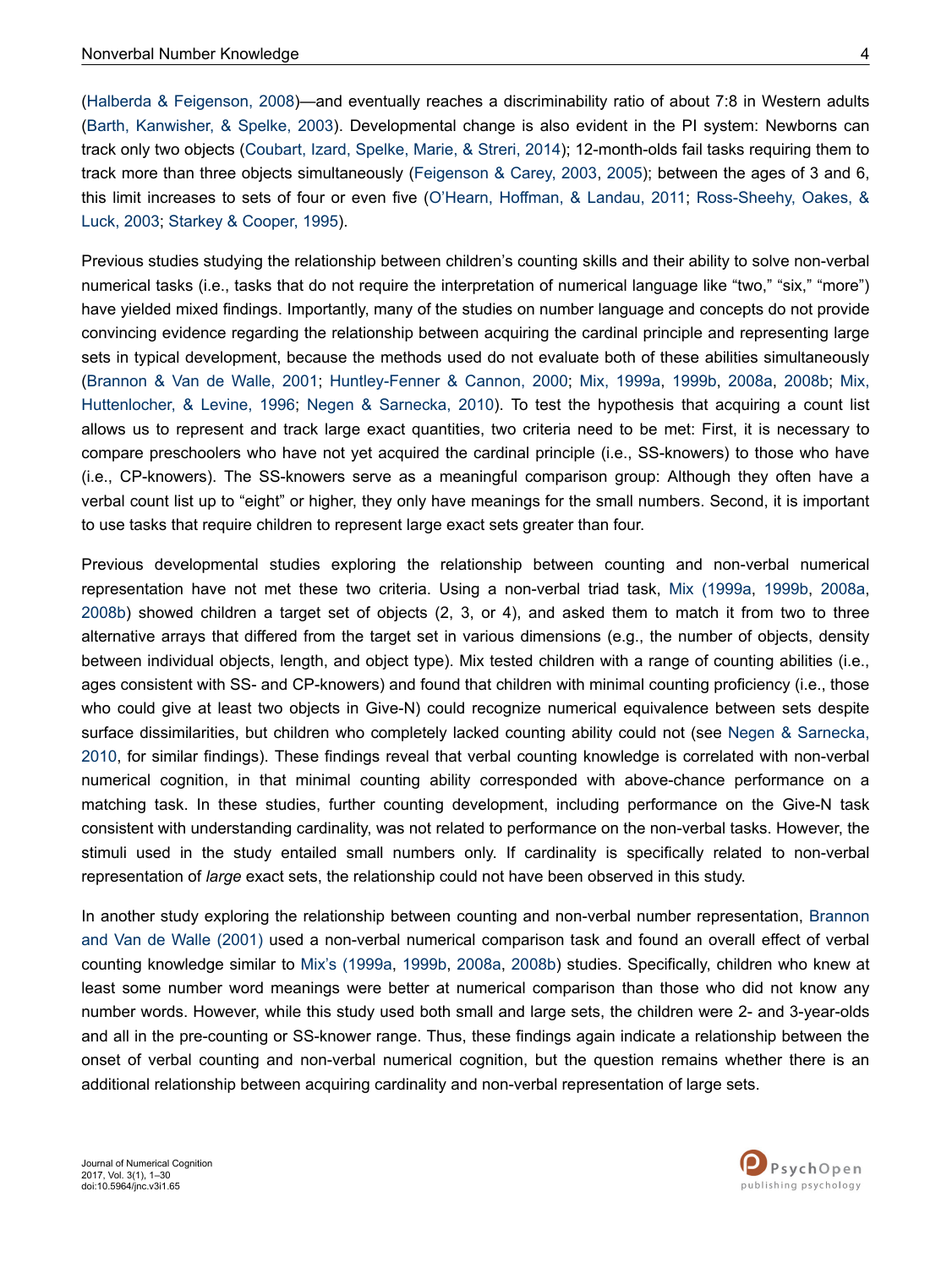(Halberda & Feigenson, 2008)—and eventually reaches a discriminability ratio of about 7:8 in Western adults (Barth, Kanwisher, & Spelke, 2003). Developmental change is also evident in the PI system: Newborns can track only two objects (Coubart, Izard, Spelke, Marie, & Streri, 2014); 12-month-olds fail tasks requiring them to track more than three objects simultaneously (Feigenson & Carey, 2003, 2005); between the ages of 3 and 6, this limit increases to sets of four or even five (O'Hearn, Hoffman, & Landau, 2011; Ross-Sheehy, Oakes, & Luck, 2003; Starkey & Cooper, 1995).

Previous studies studying the relationship between children's counting skills and their ability to solve non-verbal numerical tasks (i.e., tasks that do not require the interpretation of numerical language like "two," "six," "more") have yielded mixed findings. Importantly, many of the studies on number language and concepts do not provide convincing evidence regarding the relationship between acquiring the cardinal principle and representing large sets in typical development, because the methods used do not evaluate both of these abilities simultaneously (Brannon & Van de Walle, 2001; Huntley-Fenner & Cannon, 2000; Mix, 1999a, 1999b, 2008a, 2008b; Mix, Huttenlocher, & Levine, 1996; Negen & Sarnecka, 2010). To test the hypothesis that acquiring a count list allows us to represent and track large exact quantities, two criteria need to be met: First, it is necessary to compare preschoolers who have not yet acquired the cardinal principle (i.e., SS-knowers) to those who have (i.e., CP-knowers). The SS-knowers serve as a meaningful comparison group: Although they often have a verbal count list up to "eight" or higher, they only have meanings for the small numbers. Second, it is important to use tasks that require children to represent large exact sets greater than four.

Previous developmental studies exploring the relationship between counting and non-verbal numerical representation have not met these two criteria. Using a non-verbal triad task, Mix (1999a, 1999b, 2008a, 2008b) showed children a target set of objects (2, 3, or 4), and asked them to match it from two to three alternative arrays that differed from the target set in various dimensions (e.g., the number of objects, density between individual objects, length, and object type). Mix tested children with a range of counting abilities (i.e., ages consistent with SS- and CP-knowers) and found that children with minimal counting proficiency (i.e., those who could give at least two objects in Give-N) could recognize numerical equivalence between sets despite surface dissimilarities, but children who completely lacked counting ability could not (see Negen & Sarnecka, 2010, for similar findings). These findings reveal that verbal counting knowledge is correlated with non-verbal numerical cognition, in that minimal counting ability corresponded with above-chance performance on a matching task. In these studies, further counting development, including performance on the Give-N task consistent with understanding cardinality, was not related to performance on the non-verbal tasks. However, the stimuli used in the study entailed small numbers only. If cardinality is specifically related to non-verbal representation of *large* exact sets, the relationship could not have been observed in this study.

In another study exploring the relationship between counting and non-verbal number representation, Brannon and Van de Walle (2001) used a non-verbal numerical comparison task and found an overall effect of verbal counting knowledge similar to Mix's (1999a, 1999b, 2008a, 2008b) studies. Specifically, children who knew at least some number word meanings were better at numerical comparison than those who did not know any number words. However, while this study used both small and large sets, the children were 2- and 3-year-olds and all in the pre-counting or SS-knower range. Thus, these findings again indicate a relationship between the onset of verbal counting and non-verbal numerical cognition, but the question remains whether there is an additional relationship between acquiring cardinality and non-verbal representation of large sets.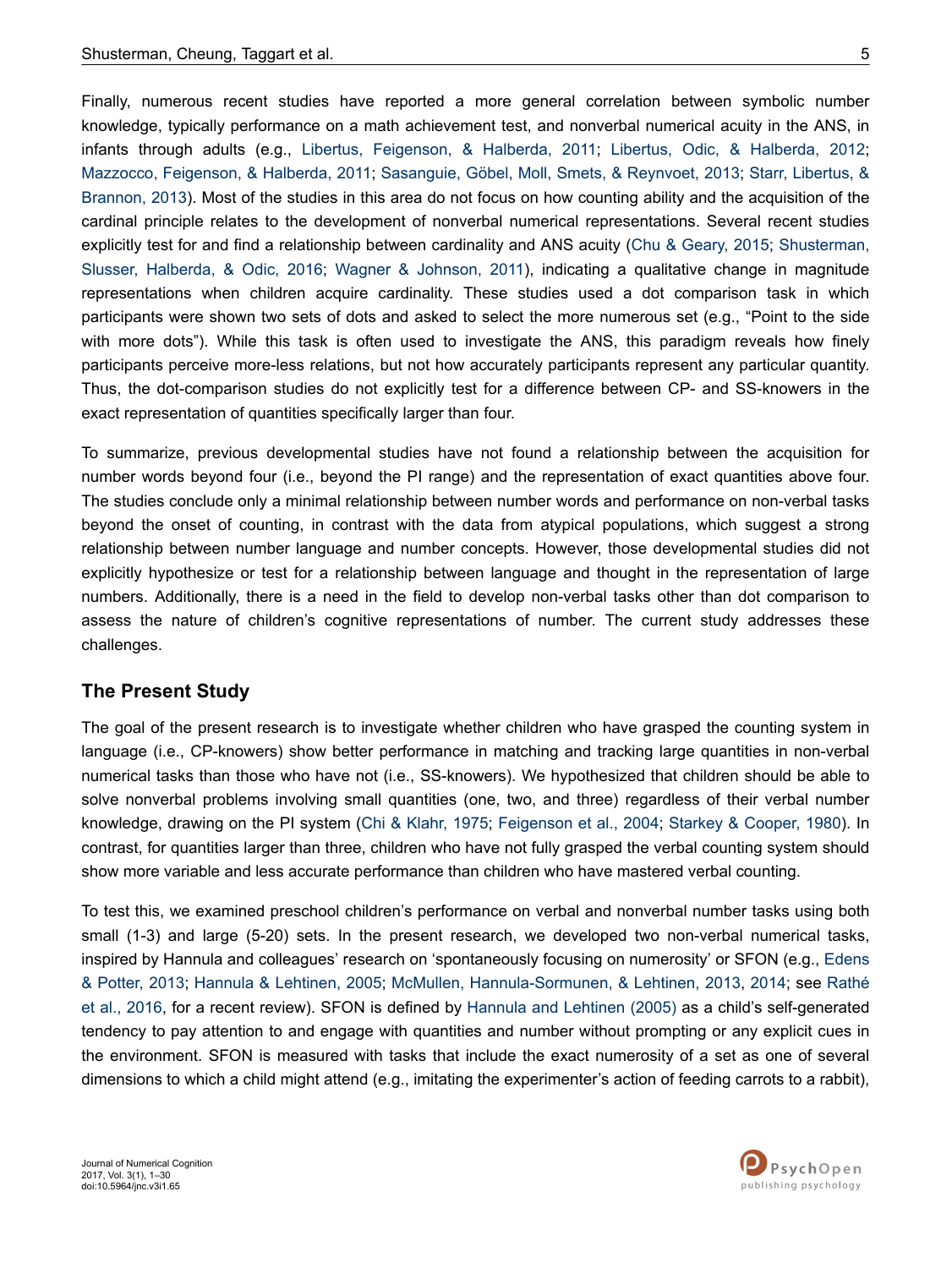Finally, numerous recent studies have reported a more general correlation between symbolic number knowledge, typically performance on a math achievement test, and nonverbal numerical acuity in the ANS, in infants through adults (e.g., Libertus, Feigenson, & Halberda, 2011; Libertus, Odic, & Halberda, 2012; Mazzocco, Feigenson, & Halberda, 2011; Sasanguie, Göbel, Moll, Smets, & Reynvoet, 2013; Starr, Libertus, & Brannon, 2013). Most of the studies in this area do not focus on how counting ability and the acquisition of the cardinal principle relates to the development of nonverbal numerical representations. Several recent studies explicitly test for and find a relationship between cardinality and ANS acuity (Chu & Geary, 2015; Shusterman, Slusser, Halberda, & Odic, 2016; Wagner & Johnson, 2011), indicating a qualitative change in magnitude representations when children acquire cardinality. These studies used a dot comparison task in which participants were shown two sets of dots and asked to select the more numerous set (e.g., "Point to the side with more dots"). While this task is often used to investigate the ANS, this paradigm reveals how finely participants perceive more-less relations, but not how accurately participants represent any particular quantity. Thus, the dot-comparison studies do not explicitly test for a difference between CP- and SS-knowers in the exact representation of quantities specifically larger than four.

To summarize, previous developmental studies have not found a relationship between the acquisition for number words beyond four (i.e., beyond the PI range) and the representation of exact quantities above four. The studies conclude only a minimal relationship between number words and performance on non-verbal tasks beyond the onset of counting, in contrast with the data from atypical populations, which suggest a strong relationship between number language and number concepts. However, those developmental studies did not explicitly hypothesize or test for a relationship between language and thought in the representation of large numbers. Additionally, there is a need in the field to develop non-verbal tasks other than dot comparison to assess the nature of children's cognitive representations of number. The current study addresses these challenges.

## The Present Study

The goal of the present research is to investigate whether children who have grasped the counting system in language (i.e., CP-knowers) show better performance in matching and tracking large quantities in non-verbal numerical tasks than those who have not (i.e., SS-knowers). We hypothesized that children should be able to solve nonverbal problems involving small quantities (one, two, and three) regardless of their verbal number knowledge, drawing on the PI system (Chi & Klahr, 1975; Feigenson et al., 2004; Starkey & Cooper, 1980). In contrast, for quantities larger than three, children who have not fully grasped the verbal counting system should show more variable and less accurate performance than children who have mastered verbal counting.

To test this, we examined preschool children's performance on verbal and nonverbal number tasks using both small (1-3) and large (5-20) sets. In the present research, we developed two non-verbal numerical tasks, inspired by Hannula and colleagues' research on 'spontaneously focusing on numerosity' or SFON (e.g., Edens & Potter, 2013; Hannula & Lehtinen, 2005; McMullen, Hannula-Sormunen, & Lehtinen, 2013, 2014; see Rathé et al., 2016, for a recent review). SFON is defined by Hannula and Lehtinen (2005) as a child's self-generated tendency to pay attention to and engage with quantities and number without prompting or any explicit cues in the environment. SFON is measured with tasks that include the exact numerosity of a set as one of several dimensions to which a child might attend (e.g., imitating the experimenter's action of feeding carrots to a rabbit),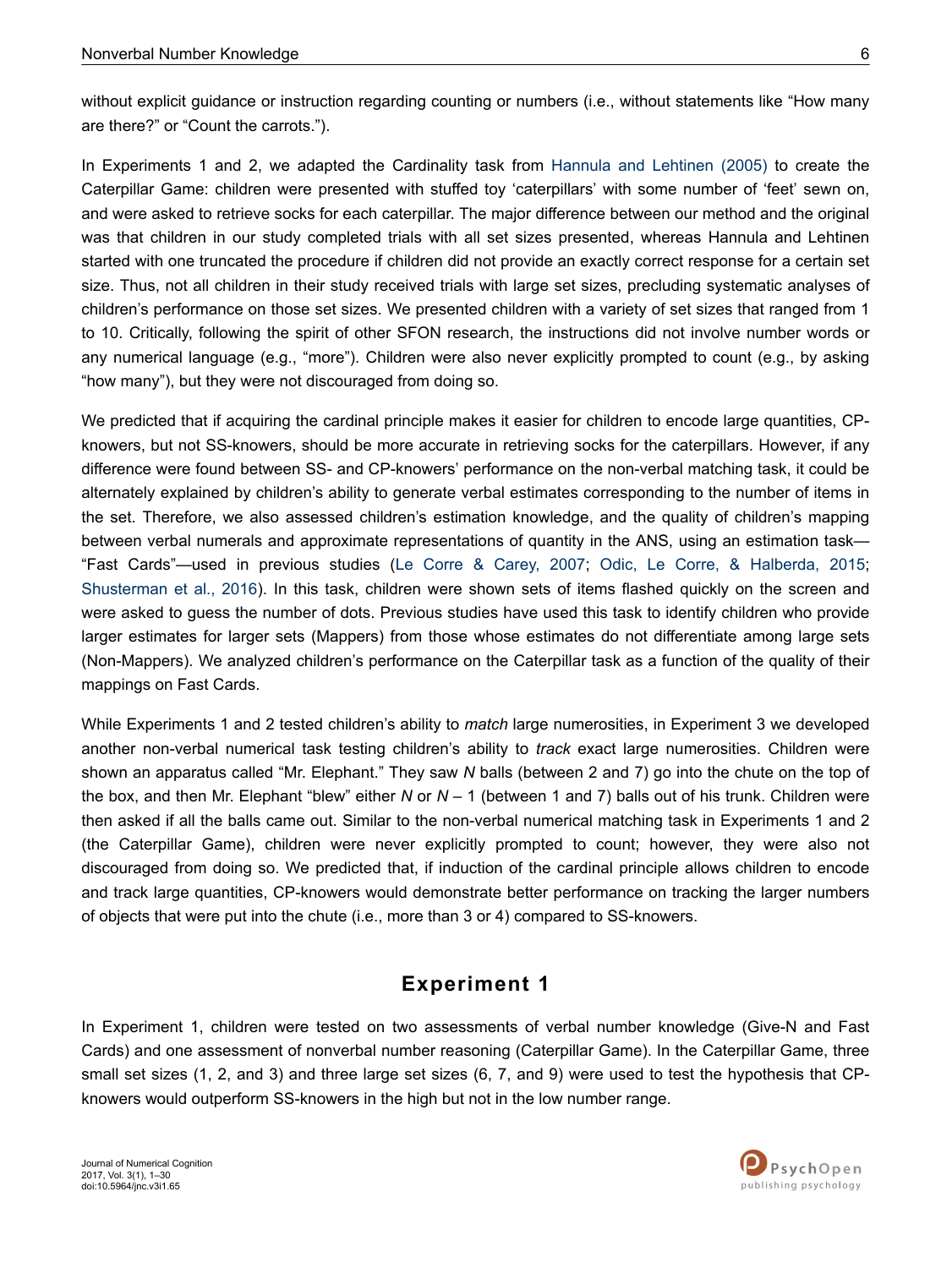without explicit guidance or instruction regarding counting or numbers (i.e., without statements like "How many are there?" or "Count the carrots.").

In Experiments 1 and 2, we adapted the Cardinality task from Hannula and Lehtinen (2005) to create the Caterpillar Game: children were presented with stuffed toy 'caterpillars' with some number of 'feet' sewn on, and were asked to retrieve socks for each caterpillar. The major difference between our method and the original was that children in our study completed trials with all set sizes presented, whereas Hannula and Lehtinen started with one truncated the procedure if children did not provide an exactly correct response for a certain set size. Thus, not all children in their study received trials with large set sizes, precluding systematic analyses of children's performance on those set sizes. We presented children with a variety of set sizes that ranged from 1 to 10. Critically, following the spirit of other SFON research, the instructions did not involve number words or any numerical language (e.g., "more"). Children were also never explicitly prompted to count (e.g., by asking "how many"), but they were not discouraged from doing so.

We predicted that if acquiring the cardinal principle makes it easier for children to encode large quantities, CP-knowers, but not SS-knowers, should be more accurate in retrieving socks for the caterpillars. However, if any difference were found between SS- and CP-knowers' performance on the non-verbal matching task, it could be alternately explained by children's ability to generate verbal estimates corresponding to the number of items in the set. Therefore, we also assessed children's estimation knowledge, and the quality of children's mapping between verbal numerals and approximate representations of quantity in the ANS, using an estimation task—"Fast Cards"—used in previous studies (Le Corre & Carey, 2007; Odic, Le Corre, & Halberda, 2015; Shusterman et al., 2016). In this task, children were shown sets of items flashed quickly on the screen and were asked to guess the number of dots. Previous studies have used this task to identify children who provide larger estimates for larger sets (Mappers) from those whose estimates do not differentiate among large sets (Non-Mappers). We analyzed children's performance on the Caterpillar task as a function of the quality of their mappings on Fast Cards.

While Experiments 1 and 2 tested children's ability to *match* large numerosities, in Experiment 3 we developed another non-verbal numerical task testing children's ability to *track* exact large numerosities. Children were shown an apparatus called "Mr. Elephant." They saw $N$ balls (between 2 and 7) go into the chute on the top of the box, and then Mr. Elephant "blew" either $N$ or $N - 1$ (between 1 and 7) balls out of his trunk. Children were then asked if all the balls came out. Similar to the non-verbal numerical matching task in Experiments 1 and 2 (the Caterpillar Game), children were never explicitly prompted to count; however, they were also not discouraged from doing so. We predicted that, if induction of the cardinal principle allows children to encode and track large quantities, CP-knowers would demonstrate better performance on tracking the larger numbers of objects that were put into the chute (i.e., more than 3 or 4) compared to SS-knowers.

## Experiment 1

In Experiment 1, children were tested on two assessments of verbal number knowledge (Give-N and Fast Cards) and one assessment of nonverbal number reasoning (Caterpillar Game). In the Caterpillar Game, three small set sizes (1, 2, and 3) and three large set sizes (6, 7, and 9) were used to test the hypothesis that CP-knowers would outperform SS-knowers in the high but not in the low number range.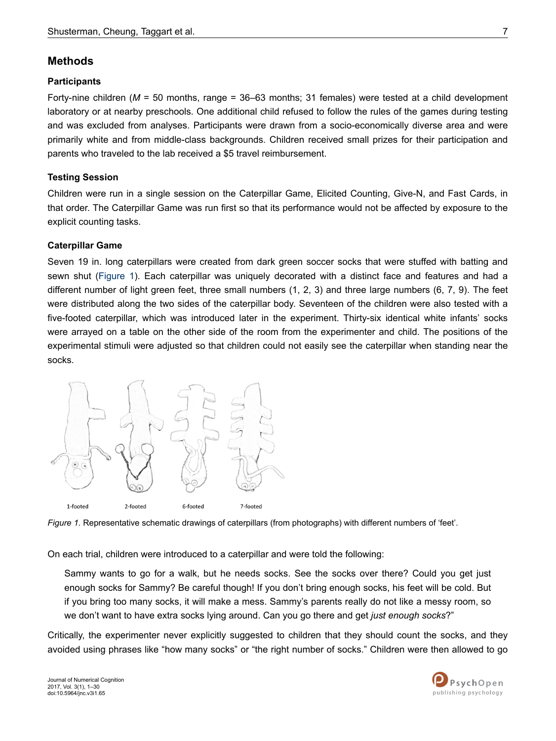## Methods

### Participants

Forty-nine children (*M* = 50 months, range = 36–63 months; 31 females) were tested at a child development laboratory or at nearby preschools. One additional child refused to follow the rules of the games during testing and was excluded from analyses. Participants were drawn from a socio-economically diverse area and were primarily white and from middle-class backgrounds. Children received small prizes for their participation and parents who traveled to the lab received a $5 travel reimbursement.

### Testing Session

Children were run in a single session on the Caterpillar Game, Elicited Counting, Give-N, and Fast Cards, in that order. The Caterpillar Game was run first so that its performance would not be affected by exposure to the explicit counting tasks.

### Caterpillar Game

Seven 19 in. long caterpillars were created from dark green soccer socks that were stuffed with batting and sewn shut (Figure 1). Each caterpillar was uniquely decorated with a distinct face and features and had a different number of light green feet, three small numbers (1, 2, 3) and three large numbers (6, 7, 9). The feet were distributed along the two sides of the caterpillar body. Seventeen of the children were also tested with a five-footed caterpillar, which was introduced later in the experiment. Thirty-six identical white infants' socks were arrayed on a table on the other side of the room from the experimenter and child. The positions of the experimental stimuli were adjusted so that children could not easily see the caterpillar when standing near the socks.

1-footed 2-footed 6-footed 7-footed

*Figure 1.* Representative schematic drawings of caterpillars (from photographs) with different numbers of 'feet'.

On each trial, children were introduced to a caterpillar and were told the following:

> Sammy wants to go for a walk, but he needs socks. See the socks over there? Could you get just enough socks for Sammy? Be careful though! If you don't bring enough socks, his feet will be cold. But if you bring too many socks, it will make a mess. Sammy's parents really do not like a messy room, so we don't want to have extra socks lying around. Can you go there and get *just enough socks*?"

Critically, the experimenter never explicitly suggested to children that they should count the socks, and they avoided using phrases like "how many socks" or "the right number of socks." Children were then allowed to go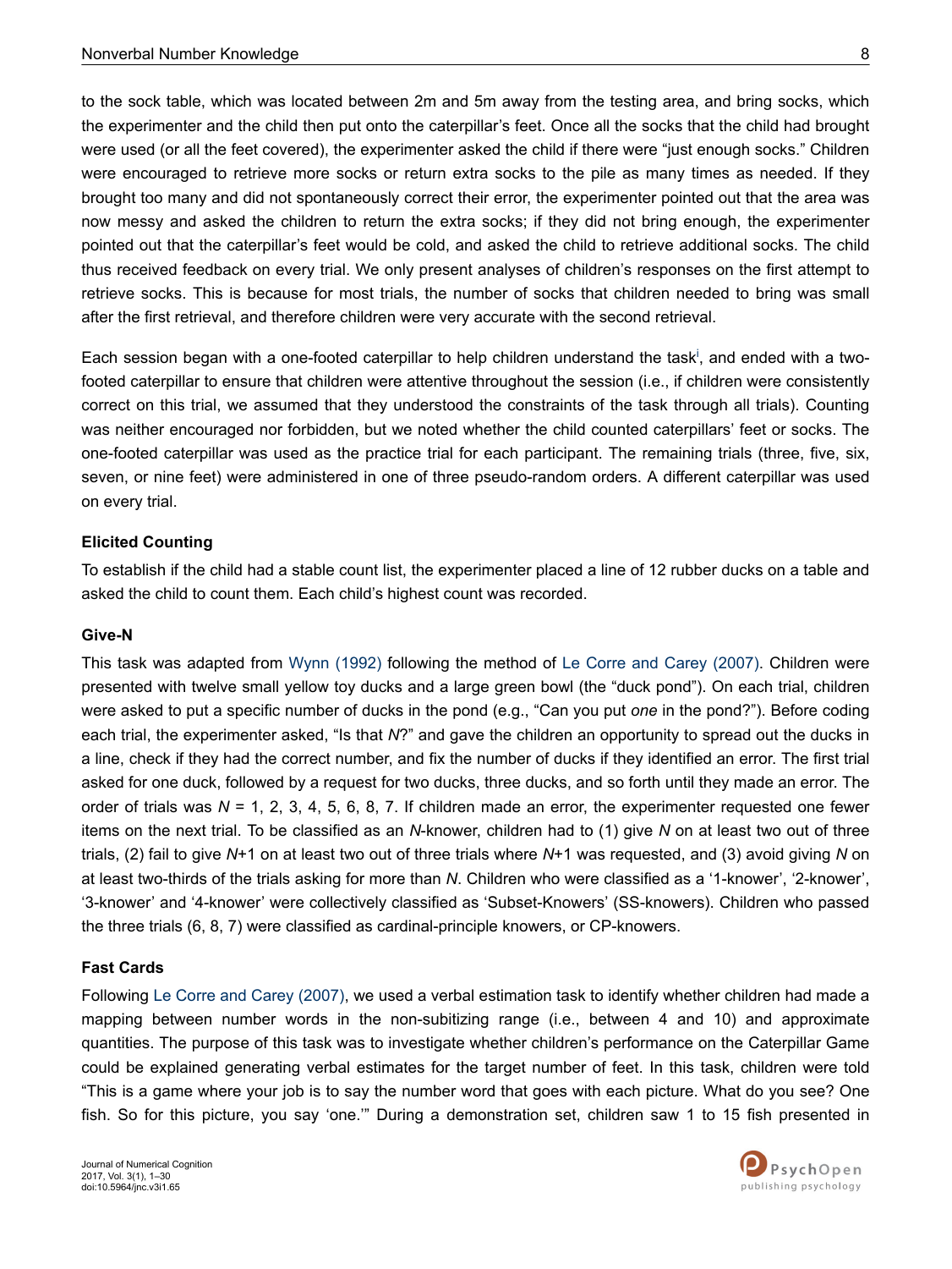to the sock table, which was located between 2m and 5m away from the testing area, and bring socks, which the experimenter and the child then put onto the caterpillar's feet. Once all the socks that the child had brought were used (or all the feet covered), the experimenter asked the child if there were "just enough socks." Children were encouraged to retrieve more socks or return extra socks to the pile as many times as needed. If they brought too many and did not spontaneously correct their error, the experimenter pointed out that the area was now messy and asked the children to return the extra socks; if they did not bring enough, the experimenter pointed out that the caterpillar's feet would be cold, and asked the child to retrieve additional socks. The child thus received feedback on every trial. We only present analyses of children's responses on the first attempt to retrieve socks. This is because for most trials, the number of socks that children needed to bring was small after the first retrieval, and therefore children were very accurate with the second retrieval.

Each session began with a one-footed caterpillar to help children understand the task[i], and ended with a two-footed caterpillar to ensure that children were attentive throughout the session (i.e., if children were consistently correct on this trial, we assumed that they understood the constraints of the task through all trials). Counting was neither encouraged nor forbidden, but we noted whether the child counted caterpillars' feet or socks. The one-footed caterpillar was used as the practice trial for each participant. The remaining trials (three, five, six, seven, or nine feet) were administered in one of three pseudo-random orders. A different caterpillar was used on every trial.

### Elicited Counting

To establish if the child had a stable count list, the experimenter placed a line of 12 rubber ducks on a table and asked the child to count them. Each child's highest count was recorded.

### Give-N

This task was adapted from Wynn (1992) following the method of Le Corre and Carey (2007). Children were presented with twelve small yellow toy ducks and a large green bowl (the "duck pond"). On each trial, children were asked to put a specific number of ducks in the pond (e.g., "Can you put *one* in the pond?"). Before coding each trial, the experimenter asked, "Is that *N*?" and gave the children an opportunity to spread out the ducks in a line, check if they had the correct number, and fix the number of ducks if they identified an error. The first trial asked for one duck, followed by a request for two ducks, three ducks, and so forth until they made an error. The order of trials was $N$ = 1, 2, 3, 4, 5, 6, 8, 7. If children made an error, the experimenter requested one fewer items on the next trial. To be classified as an *N*-knower, children had to (1) give $N$ on at least two out of three trials, (2) fail to give $N$+1 on at least two out of three trials where $N$+1 was requested, and (3) avoid giving $N$ on at least two-thirds of the trials asking for more than $N$. Children who were classified as a '1-knower', '2-knower', '3-knower' and '4-knower' were collectively classified as 'Subset-Knowers' (SS-knowers). Children who passed the three trials (6, 8, 7) were classified as cardinal-principle knowers, or CP-knowers.

### Fast Cards

Following Le Corre and Carey (2007), we used a verbal estimation task to identify whether children had made a mapping between number words in the non-subitizing range (i.e., between 4 and 10) and approximate quantities. The purpose of this task was to investigate whether children's performance on the Caterpillar Game could be explained generating verbal estimates for the target number of feet. In this task, children were told "This is a game where your job is to say the number word that goes with each picture. What do you see? One fish. So for this picture, you say 'one.'" During a demonstration set, children saw 1 to 15 fish presented in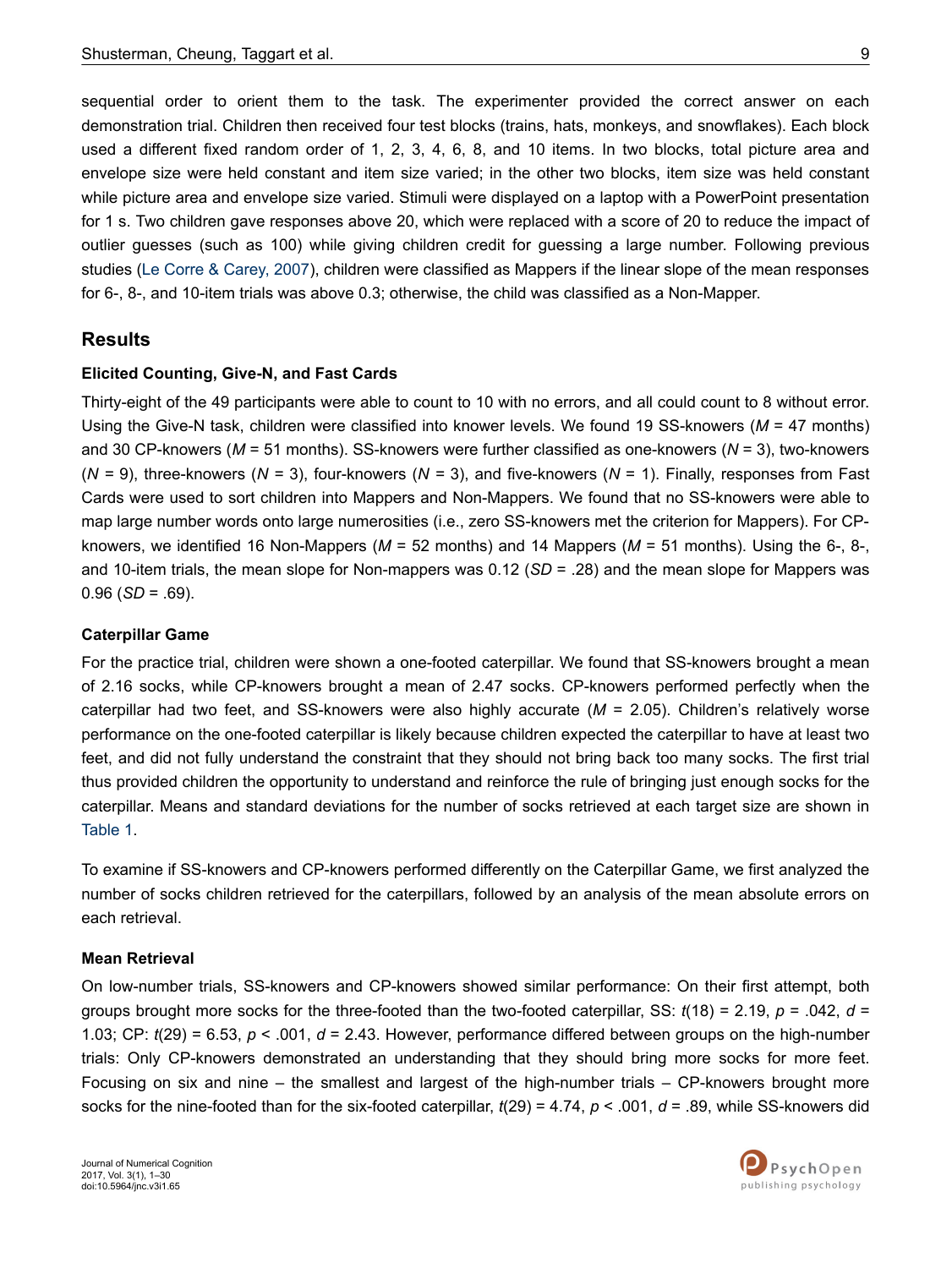sequential order to orient them to the task. The experimenter provided the correct answer on each demonstration trial. Children then received four test blocks (trains, hats, monkeys, and snowflakes). Each block used a different fixed random order of 1, 2, 3, 4, 6, 8, and 10 items. In two blocks, total picture area and envelope size were held constant and item size varied; in the other two blocks, item size was held constant while picture area and envelope size varied. Stimuli were displayed on a laptop with a PowerPoint presentation for 1 s. Two children gave responses above 20, which were replaced with a score of 20 to reduce the impact of outlier guesses (such as 100) while giving children credit for guessing a large number. Following previous studies (Le Corre & Carey, 2007), children were classified as Mappers if the linear slope of the mean responses for 6-, 8-, and 10-item trials was above 0.3; otherwise, the child was classified as a Non-Mapper.

## Results

### Elicited Counting, Give-N, and Fast Cards

Thirty-eight of the 49 participants were able to count to 10 with no errors, and all could count to 8 without error. Using the Give-N task, children were classified into knower levels. We found 19 SS-knowers (*M* = 47 months) and 30 CP-knowers (*M* = 51 months). SS-knowers were further classified as one-knowers (*N* = 3), two-knowers (*N* = 9), three-knowers (*N* = 3), four-knowers (*N* = 3), and five-knowers (*N* = 1). Finally, responses from Fast Cards were used to sort children into Mappers and Non-Mappers. We found that no SS-knowers were able to map large number words onto large numerosities (i.e., zero SS-knowers met the criterion for Mappers). For CP-knowers, we identified 16 Non-Mappers (*M* = 52 months) and 14 Mappers (*M* = 51 months). Using the 6-, 8-, and 10-item trials, the mean slope for Non-mappers was 0.12 (*SD* = .28) and the mean slope for Mappers was 0.96 (*SD* = .69).

### Caterpillar Game

For the practice trial, children were shown a one-footed caterpillar. We found that SS-knowers brought a mean of 2.16 socks, while CP-knowers brought a mean of 2.47 socks. CP-knowers performed perfectly when the caterpillar had two feet, and SS-knowers were also highly accurate (*M* = 2.05). Children's relatively worse performance on the one-footed caterpillar is likely because children expected the caterpillar to have at least two feet, and did not fully understand the constraint that they should not bring back too many socks. The first trial thus provided children the opportunity to understand and reinforce the rule of bringing just enough socks for the caterpillar. Means and standard deviations for the number of socks retrieved at each target size are shown in Table 1.

To examine if SS-knowers and CP-knowers performed differently on the Caterpillar Game, we first analyzed the number of socks children retrieved for the caterpillars, followed by an analysis of the mean absolute errors on each retrieval.

### Mean Retrieval

On low-number trials, SS-knowers and CP-knowers showed similar performance: On their first attempt, both groups brought more socks for the three-footed than the two-footed caterpillar, SS: $t(18) = 2.19$, $p = .042$, $d = 1.03$; CP: $t(29) = 6.53$, $p < .001$, $d = 2.43$. However, performance differed between groups on the high-number trials: Only CP-knowers demonstrated an understanding that they should bring more socks for more feet. Focusing on six and nine – the smallest and largest of the high-number trials – CP-knowers brought more socks for the nine-footed than for the six-footed caterpillar, $t(29) = 4.74$, $p < .001$, $d = .89$, while SS-knowers did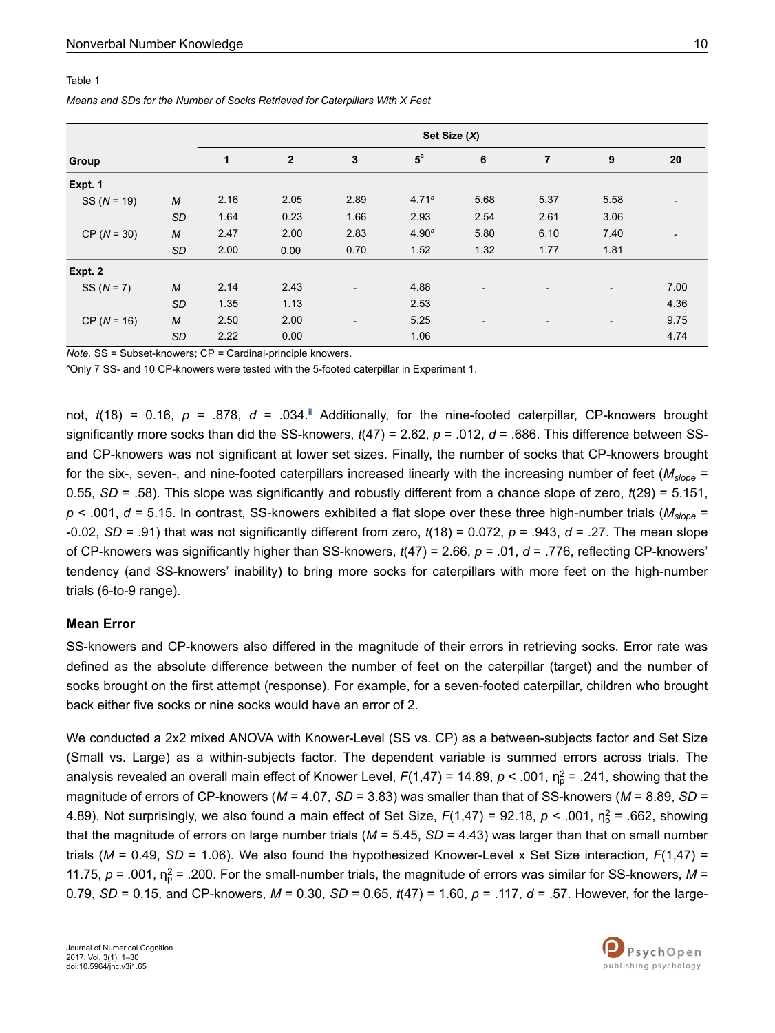Table 1

*Means and SDs for the Number of Socks Retrieved for Caterpillars With X Feet*

| Group | | Set Size (*X*) | | | | | | | |
|---|---|---|---|---|---|---|---|---|---|
| | | 1 | 2 | 3 | 5[a] | 6 | 7 | 9 | 20 |
| **Expt. 1** | | | | | | | | | |
| SS (*N* = 19) | *M* | 2.16 | 2.05 | 2.89 | 4.71[a] | 5.68 | 5.37 | 5.58 | - |
| | *SD* | 1.64 | 0.23 | 1.66 | 2.93 | 2.54 | 2.61 | 3.06 | |
| CP (*N* = 30) | *M* | 2.47 | 2.00 | 2.83 | 4.90[a] | 5.80 | 6.10 | 7.40 | - |
| | *SD* | 2.00 | 0.00 | 0.70 | 1.52 | 1.32 | 1.77 | 1.81 | |
| **Expt. 2** | | | | | | | | | |
| SS (*N* = 7) | *M* | 2.14 | 2.43 | - | 4.88 | - | - | - | 7.00 |
| | *SD* | 1.35 | 1.13 | | 2.53 | | | | 4.36 |
| CP (*N* = 16) | *M* | 2.50 | 2.00 | - | 5.25 | - | - | - | 9.75 |
| | *SD* | 2.22 | 0.00 | | 1.06 | | | | 4.74 |

*Note.* SS = Subset-knowers; CP = Cardinal-principle knowers.

[a]Only 7 SS- and 10 CP-knowers were tested with the 5-footed caterpillar in Experiment 1.

not, $t(18) = 0.16$, $p = .878$, $d = .034$.[ii] Additionally, for the nine-footed caterpillar, CP-knowers brought significantly more socks than did the SS-knowers, $t(47) = 2.62$, $p = .012$, $d = .686$. This difference between SS- and CP-knowers was not significant at lower set sizes. Finally, the number of socks that CP-knowers brought for the six-, seven-, and nine-footed caterpillars increased linearly with the increasing number of feet ($M_{slope}$ = 0.55, $SD$ = .58). This slope was significantly and robustly different from a chance slope of zero, $t(29) = 5.151$, $p < .001$, $d = 5.15$. In contrast, SS-knowers exhibited a flat slope over these three high-number trials ($M_{slope}$ = -0.02, $SD$ = .91) that was not significantly different from zero, $t(18) = 0.072$, $p = .943$, $d = .27$. The mean slope of CP-knowers was significantly higher than SS-knowers, $t(47) = 2.66$, $p = .01$, $d = .776$, reflecting CP-knowers' tendency (and SS-knowers' inability) to bring more socks for caterpillars with more feet on the high-number trials (6-to-9 range).

### Mean Error

SS-knowers and CP-knowers also differed in the magnitude of their errors in retrieving socks. Error rate was defined as the absolute difference between the number of feet on the caterpillar (target) and the number of socks brought on the first attempt (response). For example, for a seven-footed caterpillar, children who brought back either five socks or nine socks would have an error of 2.

We conducted a 2x2 mixed ANOVA with Knower-Level (SS vs. CP) as a between-subjects factor and Set Size (Small vs. Large) as a within-subjects factor. The dependent variable is summed errors across trials. The analysis revealed an overall main effect of Knower Level, $F(1,47) = 14.89$, $p < .001$, $\eta_p^2 = .241$, showing that the magnitude of errors of CP-knowers ($M$ = 4.07, $SD$ = 3.83) was smaller than that of SS-knowers ($M$ = 8.89, $SD$ = 4.89). Not surprisingly, we also found a main effect of Set Size, $F(1,47) = 92.18$, $p < .001$, $\eta_p^2 = .662$, showing that the magnitude of errors on large number trials ($M$ = 5.45, $SD$ = 4.43) was larger than that on small number trials ($M$ = 0.49, $SD$ = 1.06). We also found the hypothesized Knower-Level x Set Size interaction, $F(1,47) = 11.75$, $p = .001$, $\eta_p^2 = .200$. For the small-number trials, the magnitude of errors was similar for SS-knowers, $M$ = 0.79, $SD$ = 0.15, and CP-knowers, $M$ = 0.30, $SD$ = 0.65, $t(47) = 1.60$, $p = .117$, $d = .57$. However, for the large-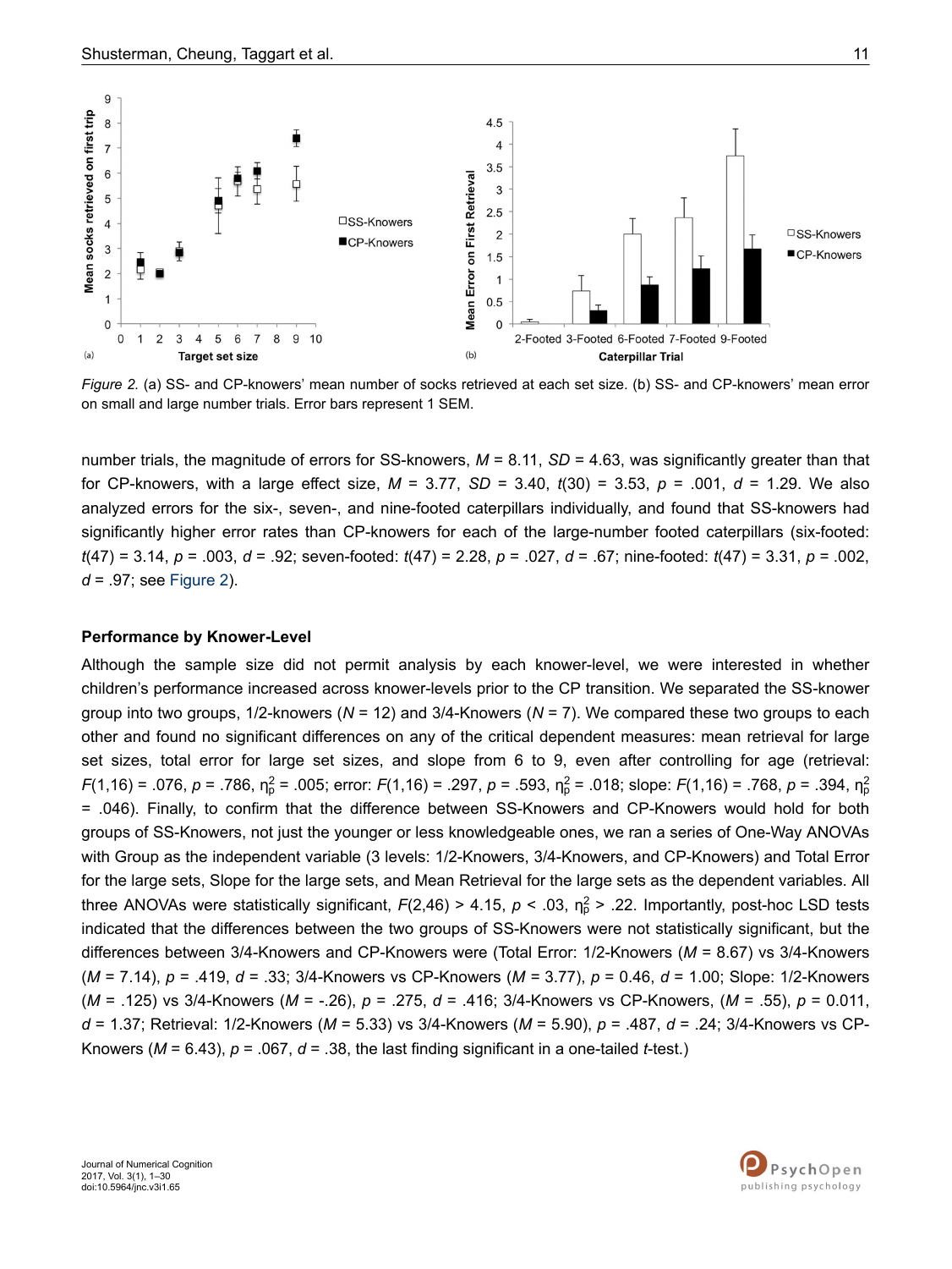*Figure 2.* (a) SS- and CP-knowers' mean number of socks retrieved at each set size. (b) SS- and CP-knowers' mean error on small and large number trials. Error bars represent 1 SEM.

number trials, the magnitude of errors for SS-knowers, $M$ = 8.11, $SD$ = 4.63, was significantly greater than that for CP-knowers, with a large effect size, $M$ = 3.77, $SD$ = 3.40, $t(30)$ = 3.53, $p$ = .001, $d$ = 1.29. We also analyzed errors for the six-, seven-, and nine-footed caterpillars individually, and found that SS-knowers had significantly higher error rates than CP-knowers for each of the large-number footed caterpillars (six-footed: $t(47)$ = 3.14, $p$ = .003, $d$ = .92; seven-footed: $t(47)$ = 2.28, $p$ = .027, $d$ = .67; nine-footed: $t(47)$ = 3.31, $p$ = .002, $d$ = .97; see Figure 2).

**Performance by Knower-Level**

Although the sample size did not permit analysis by each knower-level, we were interested in whether children's performance increased across knower-levels prior to the CP transition. We separated the SS-knower group into two groups, 1/2-knowers ($N$ = 12) and 3/4-Knowers ($N$ = 7). We compared these two groups to each other and found no significant differences on any of the critical dependent measures: mean retrieval for large set sizes, total error for large set sizes, and slope from 6 to 9, even after controlling for age (retrieval: $F(1,16)$ = .076, $p$ = .786, $\eta_p^2$ = .005; error: $F(1,16)$ = .297, $p$ = .593, $\eta_p^2$ = .018; slope: $F(1,16)$ = .768, $p$ = .394, $\eta_p^2$ = .046). Finally, to confirm that the difference between SS-Knowers and CP-Knowers would hold for both groups of SS-Knowers, not just the younger or less knowledgeable ones, we ran a series of One-Way ANOVAs with Group as the independent variable (3 levels: 1/2-Knowers, 3/4-Knowers, and CP-Knowers) and Total Error for the large sets, Slope for the large sets, and Mean Retrieval for the large sets as the dependent variables. All three ANOVAs were statistically significant, $F(2,46)$ > 4.15, $p$ < .03, $\eta_p^2$ > .22. Importantly, post-hoc LSD tests indicated that the differences between the two groups of SS-Knowers were not statistically significant, but the differences between 3/4-Knowers and CP-Knowers were (Total Error: 1/2-Knowers ($M$ = 8.67) vs 3/4-Knowers ($M$ = 7.14), $p$ = .419, $d$ = .33; 3/4-Knowers vs CP-Knowers ($M$ = 3.77), $p$ = 0.46, $d$ = 1.00; Slope: 1/2-Knowers ($M$ = .125) vs 3/4-Knowers ($M$ = -.26), $p$ = .275, $d$ = .416; 3/4-Knowers vs CP-Knowers, ($M$ = .55), $p$ = 0.011, $d$ = 1.37; Retrieval: 1/2-Knowers ($M$ = 5.33) vs 3/4-Knowers ($M$ = 5.90), $p$ = .487, $d$ = .24; 3/4-Knowers vs CP-Knowers ($M$ = 6.43), $p$ = .067, $d$ = .38, the last finding significant in a one-tailed $t$-test.)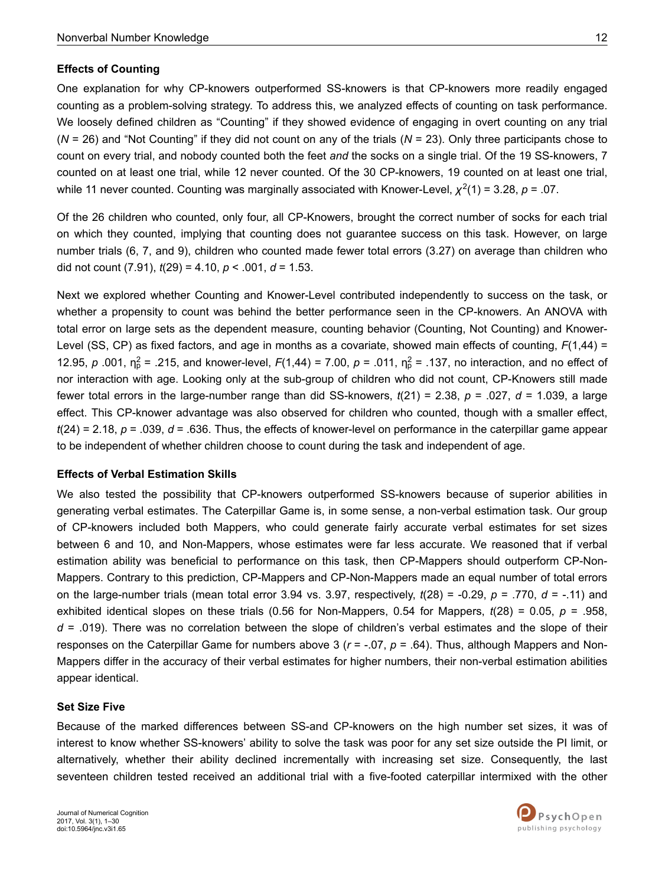### Effects of Counting

One explanation for why CP-knowers outperformed SS-knowers is that CP-knowers more readily engaged counting as a problem-solving strategy. To address this, we analyzed effects of counting on task performance. We loosely defined children as "Counting" if they showed evidence of engaging in overt counting on any trial ($N$ = 26) and "Not Counting" if they did not count on any of the trials ($N$ = 23). Only three participants chose to count on every trial, and nobody counted both the feet *and* the socks on a single trial. Of the 19 SS-knowers, 7 counted on at least one trial, while 12 never counted. Of the 30 CP-knowers, 19 counted on at least one trial, while 11 never counted. Counting was marginally associated with Knower-Level, $\chi^2(1) = 3.28$, $p = .07$.

Of the 26 children who counted, only four, all CP-Knowers, brought the correct number of socks for each trial on which they counted, implying that counting does not guarantee success on this task. However, on large number trials (6, 7, and 9), children who counted made fewer total errors (3.27) on average than children who did not count (7.91), $t(29) = 4.10$, $p < .001$, $d = 1.53$.

Next we explored whether Counting and Knower-Level contributed independently to success on the task, or whether a propensity to count was behind the better performance seen in the CP-knowers. An ANOVA with total error on large sets as the dependent measure, counting behavior (Counting, Not Counting) and Knower-Level (SS, CP) as fixed factors, and age in months as a covariate, showed main effects of counting, $F(1,44) = 12.95$, $p$ .001, $\eta_p^2 = .215$, and knower-level, $F(1,44) = 7.00$, $p = .011$, $\eta_p^2 = .137$, no interaction, and no effect of nor interaction with age. Looking only at the sub-group of children who did not count, CP-Knowers still made fewer total errors in the large-number range than did SS-knowers, $t(21) = 2.38$, $p = .027$, $d = 1.039$, a large effect. This CP-knower advantage was also observed for children who counted, though with a smaller effect, $t(24) = 2.18$, $p = .039$, $d = .636$. Thus, the effects of knower-level on performance in the caterpillar game appear to be independent of whether children choose to count during the task and independent of age.

### Effects of Verbal Estimation Skills

We also tested the possibility that CP-knowers outperformed SS-knowers because of superior abilities in generating verbal estimates. The Caterpillar Game is, in some sense, a non-verbal estimation task. Our group of CP-knowers included both Mappers, who could generate fairly accurate verbal estimates for set sizes between 6 and 10, and Non-Mappers, whose estimates were far less accurate. We reasoned that if verbal estimation ability was beneficial to performance on this task, then CP-Mappers should outperform CP-Non-Mappers. Contrary to this prediction, CP-Mappers and CP-Non-Mappers made an equal number of total errors on the large-number trials (mean total error 3.94 vs. 3.97, respectively, $t(28) = -0.29$, $p = .770$, $d = -.11$) and exhibited identical slopes on these trials (0.56 for Non-Mappers, 0.54 for Mappers, $t(28) = 0.05$, $p = .958$, $d = .019$). There was no correlation between the slope of children's verbal estimates and the slope of their responses on the Caterpillar Game for numbers above 3 ($r = -.07$, $p = .64$). Thus, although Mappers and Non-Mappers differ in the accuracy of their verbal estimates for higher numbers, their non-verbal estimation abilities appear identical.

### Set Size Five

Because of the marked differences between SS-and CP-knowers on the high number set sizes, it was of interest to know whether SS-knowers' ability to solve the task was poor for any set size outside the PI limit, or alternatively, whether their ability declined incrementally with increasing set size. Consequently, the last seventeen children tested received an additional trial with a five-footed caterpillar intermixed with the other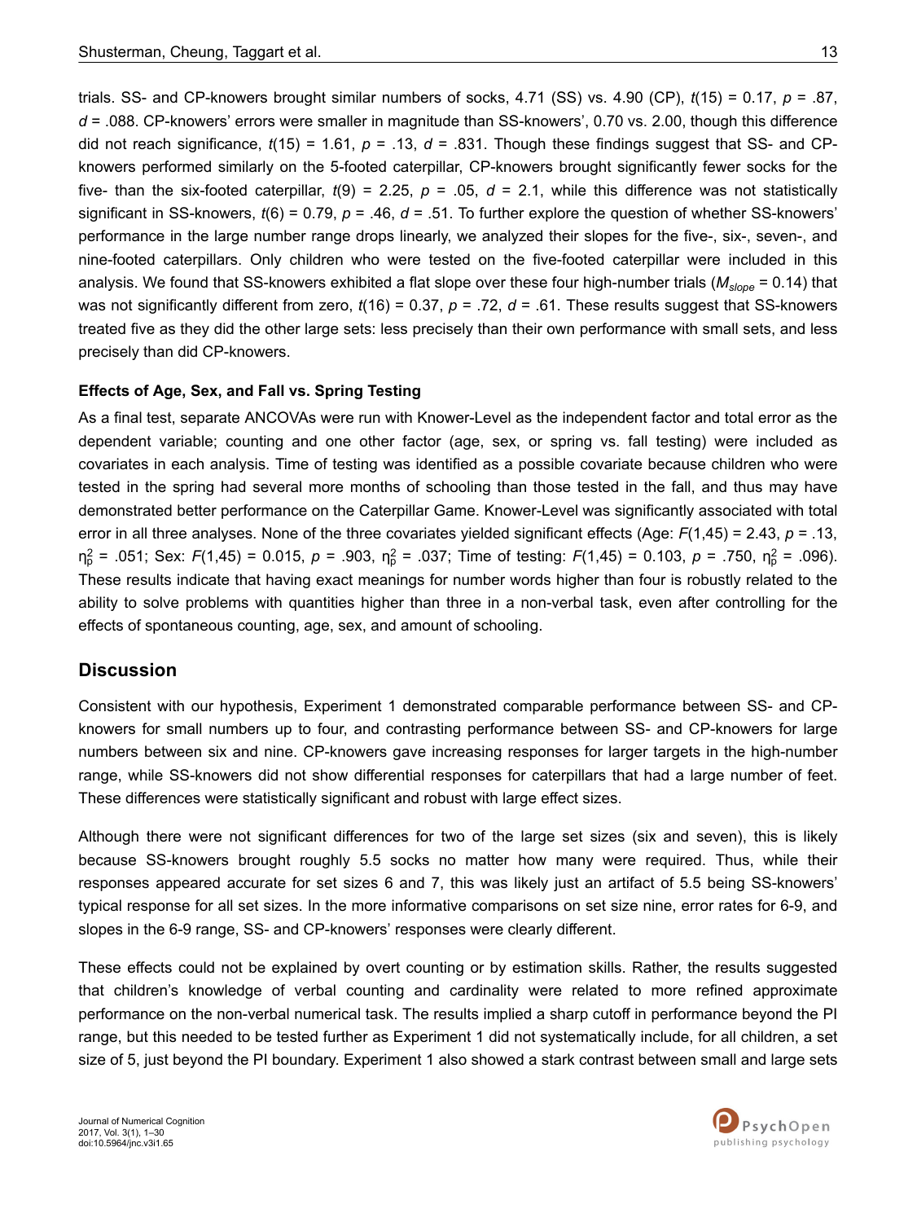trials. SS- and CP-knowers brought similar numbers of socks, 4.71 (SS) vs. 4.90 (CP), $t(15) = 0.17$, $p = .87$, $d = .088$. CP-knowers' errors were smaller in magnitude than SS-knowers', 0.70 vs. 2.00, though this difference did not reach significance, $t(15) = 1.61$, $p = .13$, $d = .831$. Though these findings suggest that SS- and CP-knowers performed similarly on the 5-footed caterpillar, CP-knowers brought significantly fewer socks for the five- than the six-footed caterpillar, $t(9) = 2.25$, $p = .05$, $d = 2.1$, while this difference was not statistically significant in SS-knowers, $t(6) = 0.79$, $p = .46$, $d = .51$. To further explore the question of whether SS-knowers' performance in the large number range drops linearly, we analyzed their slopes for the five-, six-, seven-, and nine-footed caterpillars. Only children who were tested on the five-footed caterpillar were included in this analysis. We found that SS-knowers exhibited a flat slope over these four high-number trials ($M_{slope} = 0.14$) that was not significantly different from zero, $t(16) = 0.37$, $p = .72$, $d = .61$. These results suggest that SS-knowers treated five as they did the other large sets: less precisely than their own performance with small sets, and less precisely than did CP-knowers.

**Effects of Age, Sex, and Fall vs. Spring Testing**

As a final test, separate ANCOVAs were run with Knower-Level as the independent factor and total error as the dependent variable; counting and one other factor (age, sex, or spring vs. fall testing) were included as covariates in each analysis. Time of testing was identified as a possible covariate because children who were tested in the spring had several more months of schooling than those tested in the fall, and thus may have demonstrated better performance on the Caterpillar Game. Knower-Level was significantly associated with total error in all three analyses. None of the three covariates yielded significant effects (Age: $F(1,45) = 2.43$, $p = .13$, $\eta_p^2 = .051$; Sex: $F(1,45) = 0.015$, $p = .903$, $\eta_p^2 = .037$; Time of testing: $F(1,45) = 0.103$, $p = .750$, $\eta_p^2 = .096$). These results indicate that having exact meanings for number words higher than four is robustly related to the ability to solve problems with quantities higher than three in a non-verbal task, even after controlling for the effects of spontaneous counting, age, sex, and amount of schooling.

## Discussion

Consistent with our hypothesis, Experiment 1 demonstrated comparable performance between SS- and CP-knowers for small numbers up to four, and contrasting performance between SS- and CP-knowers for large numbers between six and nine. CP-knowers gave increasing responses for larger targets in the high-number range, while SS-knowers did not show differential responses for caterpillars that had a large number of feet. These differences were statistically significant and robust with large effect sizes.

Although there were not significant differences for two of the large set sizes (six and seven), this is likely because SS-knowers brought roughly 5.5 socks no matter how many were required. Thus, while their responses appeared accurate for set sizes 6 and 7, this was likely just an artifact of 5.5 being SS-knowers' typical response for all set sizes. In the more informative comparisons on set size nine, error rates for 6-9, and slopes in the 6-9 range, SS- and CP-knowers' responses were clearly different.

These effects could not be explained by overt counting or by estimation skills. Rather, the results suggested that children's knowledge of verbal counting and cardinality were related to more refined approximate performance on the non-verbal numerical task. The results implied a sharp cutoff in performance beyond the PI range, but this needed to be tested further as Experiment 1 did not systematically include, for all children, a set size of 5, just beyond the PI boundary. Experiment 1 also showed a stark contrast between small and large sets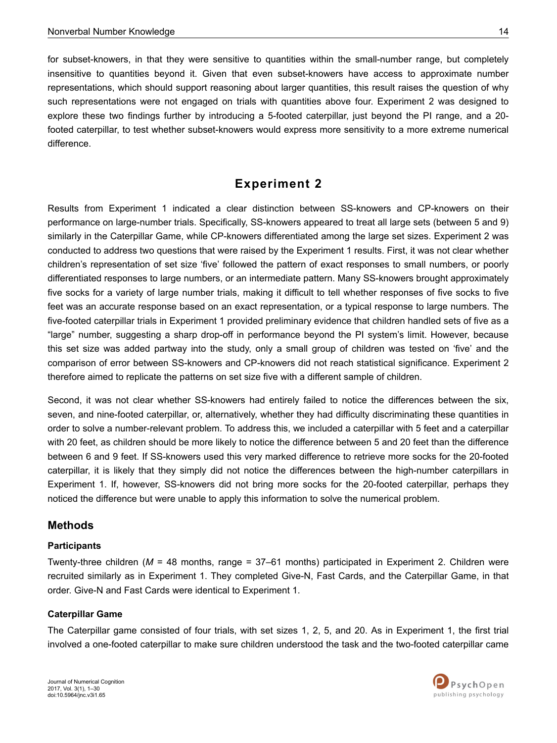for subset-knowers, in that they were sensitive to quantities within the small-number range, but completely insensitive to quantities beyond it. Given that even subset-knowers have access to approximate number representations, which should support reasoning about larger quantities, this result raises the question of why such representations were not engaged on trials with quantities above four. Experiment 2 was designed to explore these two findings further by introducing a 5-footed caterpillar, just beyond the PI range, and a 20-footed caterpillar, to test whether subset-knowers would express more sensitivity to a more extreme numerical difference.

## Experiment 2

Results from Experiment 1 indicated a clear distinction between SS-knowers and CP-knowers on their performance on large-number trials. Specifically, SS-knowers appeared to treat all large sets (between 5 and 9) similarly in the Caterpillar Game, while CP-knowers differentiated among the large set sizes. Experiment 2 was conducted to address two questions that were raised by the Experiment 1 results. First, it was not clear whether children's representation of set size 'five' followed the pattern of exact responses to small numbers, or poorly differentiated responses to large numbers, or an intermediate pattern. Many SS-knowers brought approximately five socks for a variety of large number trials, making it difficult to tell whether responses of five socks to five feet was an accurate response based on an exact representation, or a typical response to large numbers. The five-footed caterpillar trials in Experiment 1 provided preliminary evidence that children handled sets of five as a "large" number, suggesting a sharp drop-off in performance beyond the PI system's limit. However, because this set size was added partway into the study, only a small group of children was tested on 'five' and the comparison of error between SS-knowers and CP-knowers did not reach statistical significance. Experiment 2 therefore aimed to replicate the patterns on set size five with a different sample of children.

Second, it was not clear whether SS-knowers had entirely failed to notice the differences between the six, seven, and nine-footed caterpillar, or, alternatively, whether they had difficulty discriminating these quantities in order to solve a number-relevant problem. To address this, we included a caterpillar with 5 feet and a caterpillar with 20 feet, as children should be more likely to notice the difference between 5 and 20 feet than the difference between 6 and 9 feet. If SS-knowers used this very marked difference to retrieve more socks for the 20-footed caterpillar, it is likely that they simply did not notice the differences between the high-number caterpillars in Experiment 1. If, however, SS-knowers did not bring more socks for the 20-footed caterpillar, perhaps they noticed the difference but were unable to apply this information to solve the numerical problem.

### Methods

#### Participants

Twenty-three children (*M* = 48 months, range = 37–61 months) participated in Experiment 2. Children were recruited similarly as in Experiment 1. They completed Give-N, Fast Cards, and the Caterpillar Game, in that order. Give-N and Fast Cards were identical to Experiment 1.

#### Caterpillar Game

The Caterpillar game consisted of four trials, with set sizes 1, 2, 5, and 20. As in Experiment 1, the first trial involved a one-footed caterpillar to make sure children understood the task and the two-footed caterpillar came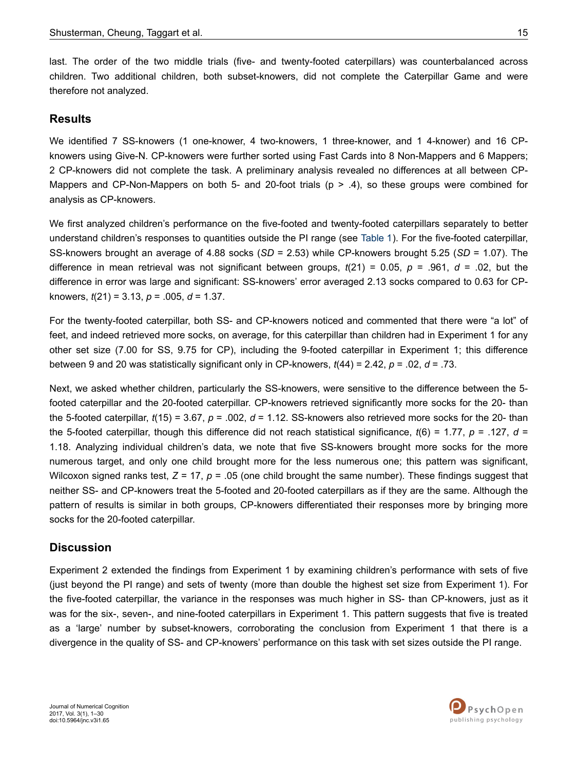last. The order of the two middle trials (five- and twenty-footed caterpillars) was counterbalanced across children. Two additional children, both subset-knowers, did not complete the Caterpillar Game and were therefore not analyzed.

## Results

We identified 7 SS-knowers (1 one-knower, 4 two-knowers, 1 three-knower, and 1 4-knower) and 16 CP-knowers using Give-N. CP-knowers were further sorted using Fast Cards into 8 Non-Mappers and 6 Mappers; 2 CP-knowers did not complete the task. A preliminary analysis revealed no differences at all between CP-Mappers and CP-Non-Mappers on both 5- and 20-foot trials ($p > .4$), so these groups were combined for analysis as CP-knowers.

We first analyzed children's performance on the five-footed and twenty-footed caterpillars separately to better understand children's responses to quantities outside the PI range (see Table 1). For the five-footed caterpillar, SS-knowers brought an average of 4.88 socks ($SD$ = 2.53) while CP-knowers brought 5.25 ($SD$ = 1.07). The difference in mean retrieval was not significant between groups, $t(21) = 0.05$, $p = .961$, $d = .02$, but the difference in error was large and significant: SS-knowers' error averaged 2.13 socks compared to 0.63 for CP-knowers, $t(21) = 3.13$, $p = .005$, $d = 1.37$.

For the twenty-footed caterpillar, both SS- and CP-knowers noticed and commented that there were "a lot" of feet, and indeed retrieved more socks, on average, for this caterpillar than children had in Experiment 1 for any other set size (7.00 for SS, 9.75 for CP), including the 9-footed caterpillar in Experiment 1; this difference between 9 and 20 was statistically significant only in CP-knowers, $t(44) = 2.42$, $p = .02$, $d = .73$.

Next, we asked whether children, particularly the SS-knowers, were sensitive to the difference between the 5-footed caterpillar and the 20-footed caterpillar. CP-knowers retrieved significantly more socks for the 20- than the 5-footed caterpillar, $t(15) = 3.67$, $p = .002$, $d = 1.12$. SS-knowers also retrieved more socks for the 20- than the 5-footed caterpillar, though this difference did not reach statistical significance, $t(6) = 1.77$, $p = .127$, $d = 1.18$. Analyzing individual children's data, we note that five SS-knowers brought more socks for the more numerous target, and only one child brought more for the less numerous one; this pattern was significant, Wilcoxon signed ranks test, $Z = 17$, $p = .05$ (one child brought the same number). These findings suggest that neither SS- and CP-knowers treat the 5-footed and 20-footed caterpillars as if they are the same. Although the pattern of results is similar in both groups, CP-knowers differentiated their responses more by bringing more socks for the 20-footed caterpillar.

## Discussion

Experiment 2 extended the findings from Experiment 1 by examining children's performance with sets of five (just beyond the PI range) and sets of twenty (more than double the highest set size from Experiment 1). For the five-footed caterpillar, the variance in the responses was much higher in SS- than CP-knowers, just as it was for the six-, seven-, and nine-footed caterpillars in Experiment 1. This pattern suggests that five is treated as a 'large' number by subset-knowers, corroborating the conclusion from Experiment 1 that there is a divergence in the quality of SS- and CP-knowers' performance on this task with set sizes outside the PI range.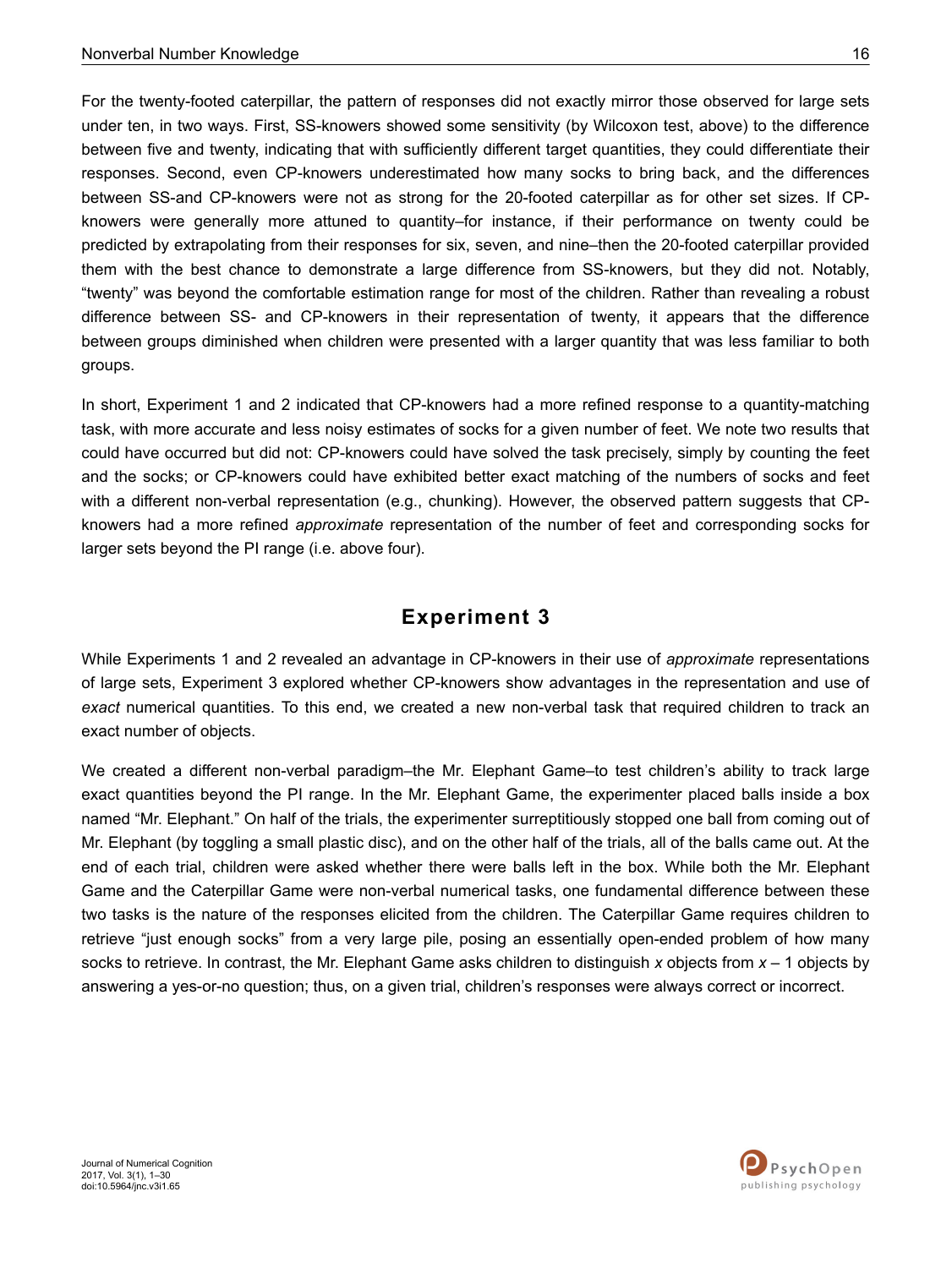For the twenty-footed caterpillar, the pattern of responses did not exactly mirror those observed for large sets under ten, in two ways. First, SS-knowers showed some sensitivity (by Wilcoxon test, above) to the difference between five and twenty, indicating that with sufficiently different target quantities, they could differentiate their responses. Second, even CP-knowers underestimated how many socks to bring back, and the differences between SS-and CP-knowers were not as strong for the 20-footed caterpillar as for other set sizes. If CP-knowers were generally more attuned to quantity–for instance, if their performance on twenty could be predicted by extrapolating from their responses for six, seven, and nine–then the 20-footed caterpillar provided them with the best chance to demonstrate a large difference from SS-knowers, but they did not. Notably, "twenty" was beyond the comfortable estimation range for most of the children. Rather than revealing a robust difference between SS- and CP-knowers in their representation of twenty, it appears that the difference between groups diminished when children were presented with a larger quantity that was less familiar to both groups.

In short, Experiment 1 and 2 indicated that CP-knowers had a more refined response to a quantity-matching task, with more accurate and less noisy estimates of socks for a given number of feet. We note two results that could have occurred but did not: CP-knowers could have solved the task precisely, simply by counting the feet and the socks; or CP-knowers could have exhibited better exact matching of the numbers of socks and feet with a different non-verbal representation (e.g., chunking). However, the observed pattern suggests that CP-knowers had a more refined *approximate* representation of the number of feet and corresponding socks for larger sets beyond the PI range (i.e. above four).

## Experiment 3

While Experiments 1 and 2 revealed an advantage in CP-knowers in their use of *approximate* representations of large sets, Experiment 3 explored whether CP-knowers show advantages in the representation and use of *exact* numerical quantities. To this end, we created a new non-verbal task that required children to track an exact number of objects.

We created a different non-verbal paradigm–the Mr. Elephant Game–to test children's ability to track large exact quantities beyond the PI range. In the Mr. Elephant Game, the experimenter placed balls inside a box named "Mr. Elephant." On half of the trials, the experimenter surreptitiously stopped one ball from coming out of Mr. Elephant (by toggling a small plastic disc), and on the other half of the trials, all of the balls came out. At the end of each trial, children were asked whether there were balls left in the box. While both the Mr. Elephant Game and the Caterpillar Game were non-verbal numerical tasks, one fundamental difference between these two tasks is the nature of the responses elicited from the children. The Caterpillar Game requires children to retrieve "just enough socks" from a very large pile, posing an essentially open-ended problem of how many socks to retrieve. In contrast, the Mr. Elephant Game asks children to distinguish $x$ objects from $x - 1$ objects by answering a yes-or-no question; thus, on a given trial, children's responses were always correct or incorrect.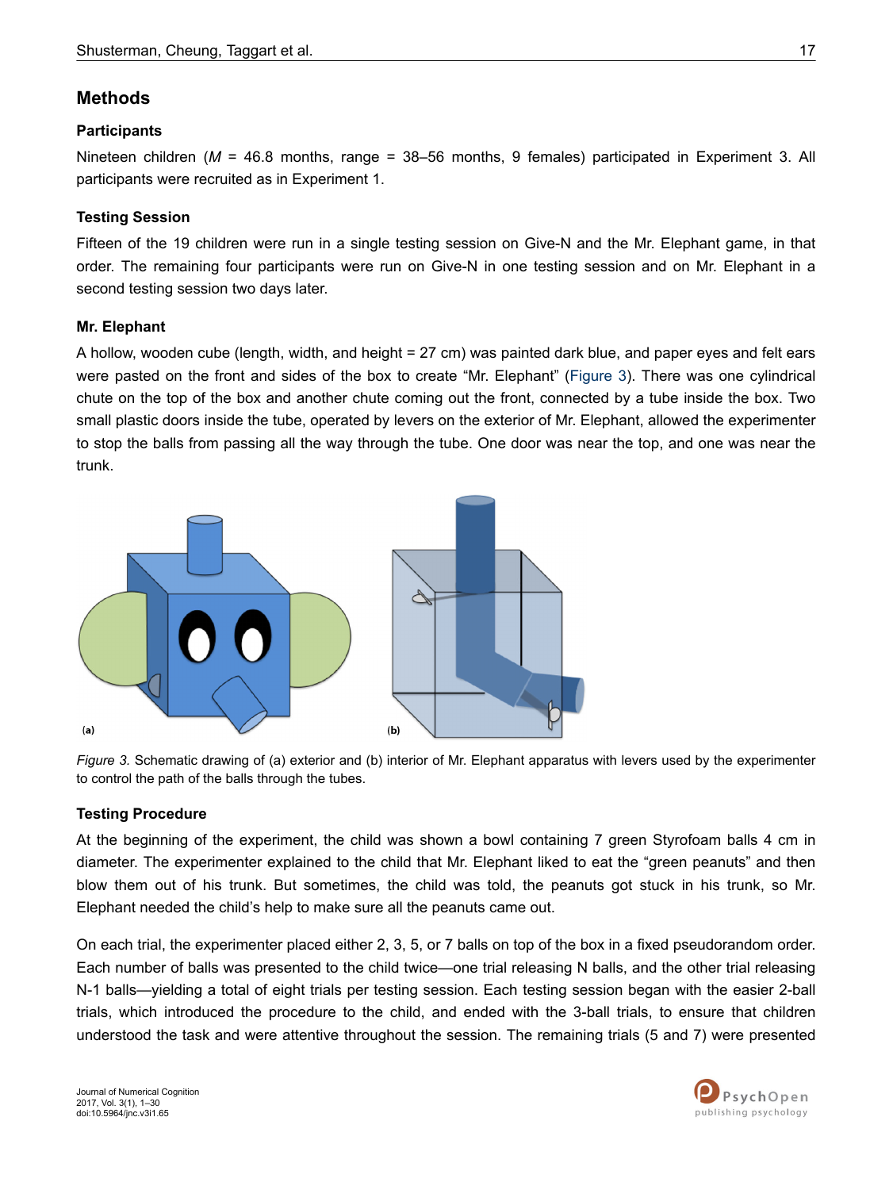## Methods

### Participants

Nineteen children (*M* = 46.8 months, range = 38–56 months, 9 females) participated in Experiment 3. All participants were recruited as in Experiment 1.

### Testing Session

Fifteen of the 19 children were run in a single testing session on Give-N and the Mr. Elephant game, in that order. The remaining four participants were run on Give-N in one testing session and on Mr. Elephant in a second testing session two days later.

### Mr. Elephant

A hollow, wooden cube (length, width, and height = 27 cm) was painted dark blue, and paper eyes and felt ears were pasted on the front and sides of the box to create "Mr. Elephant" (Figure 3). There was one cylindrical chute on the top of the box and another chute coming out the front, connected by a tube inside the box. Two small plastic doors inside the tube, operated by levers on the exterior of Mr. Elephant, allowed the experimenter to stop the balls from passing all the way through the tube. One door was near the top, and one was near the trunk.

*Figure 3.* Schematic drawing of (a) exterior and (b) interior of Mr. Elephant apparatus with levers used by the experimenter to control the path of the balls through the tubes.

### Testing Procedure

At the beginning of the experiment, the child was shown a bowl containing 7 green Styrofoam balls 4 cm in diameter. The experimenter explained to the child that Mr. Elephant liked to eat the "green peanuts" and then blow them out of his trunk. But sometimes, the child was told, the peanuts got stuck in his trunk, so Mr. Elephant needed the child's help to make sure all the peanuts came out.

On each trial, the experimenter placed either 2, 3, 5, or 7 balls on top of the box in a fixed pseudorandom order. Each number of balls was presented to the child twice—one trial releasing N balls, and the other trial releasing N-1 balls—yielding a total of eight trials per testing session. Each testing session began with the easier 2-ball trials, which introduced the procedure to the child, and ended with the 3-ball trials, to ensure that children understood the task and were attentive throughout the session. The remaining trials (5 and 7) were presented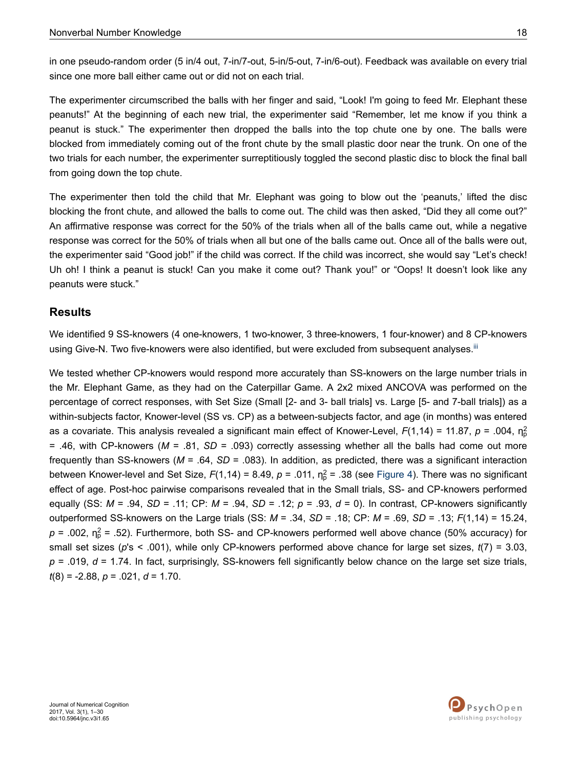in one pseudo-random order (5 in/4 out, 7-in/7-out, 5-in/5-out, 7-in/6-out). Feedback was available on every trial since one more ball either came out or did not on each trial.

The experimenter circumscribed the balls with her finger and said, "Look! I'm going to feed Mr. Elephant these peanuts!" At the beginning of each new trial, the experimenter said "Remember, let me know if you think a peanut is stuck." The experimenter then dropped the balls into the top chute one by one. The balls were blocked from immediately coming out of the front chute by the small plastic door near the trunk. On one of the two trials for each number, the experimenter surreptitiously toggled the second plastic disc to block the final ball from going down the top chute.

The experimenter then told the child that Mr. Elephant was going to blow out the 'peanuts,' lifted the disc blocking the front chute, and allowed the balls to come out. The child was then asked, "Did they all come out?" An affirmative response was correct for the 50% of the trials when all of the balls came out, while a negative response was correct for the 50% of trials when all but one of the balls came out. Once all of the balls were out, the experimenter said "Good job!" if the child was correct. If the child was incorrect, she would say "Let's check! Uh oh! I think a peanut is stuck! Can you make it come out? Thank you!" or "Oops! It doesn't look like any peanuts were stuck."

## Results

We identified 9 SS-knowers (4 one-knowers, 1 two-knower, 3 three-knowers, 1 four-knower) and 8 CP-knowers using Give-N. Two five-knowers were also identified, but were excluded from subsequent analyses.[iii]

We tested whether CP-knowers would respond more accurately than SS-knowers on the large number trials in the Mr. Elephant Game, as they had on the Caterpillar Game. A 2x2 mixed ANCOVA was performed on the percentage of correct responses, with Set Size (Small [2- and 3- ball trials] vs. Large [5- and 7-ball trials]) as a within-subjects factor, Knower-level (SS vs. CP) as a between-subjects factor, and age (in months) was entered as a covariate. This analysis revealed a significant main effect of Knower-Level, $F(1,14) = 11.87$, $p = .004$, $\eta_p^2 = .46$, with CP-knowers ($M = .81$, $SD = .093$) correctly assessing whether all the balls had come out more frequently than SS-knowers ($M = .64$, $SD = .083$). In addition, as predicted, there was a significant interaction between Knower-level and Set Size, $F(1,14) = 8.49$, $p = .011$, $\eta_p^2 = .38$ (see Figure 4). There was no significant effect of age. Post-hoc pairwise comparisons revealed that in the Small trials, SS- and CP-knowers performed equally (SS: $M = .94$, $SD = .11$; CP: $M = .94$, $SD = .12$; $p = .93$, $d = 0$). In contrast, CP-knowers significantly outperformed SS-knowers on the Large trials (SS: $M = .34$, $SD = .18$; CP: $M = .69$, $SD = .13$; $F(1,14) = 15.24$, $p = .002$, $\eta_p^2 = .52$). Furthermore, both SS- and CP-knowers performed well above chance (50% accuracy) for small set sizes ($p$'s < .001), while only CP-knowers performed above chance for large set sizes, $t(7) = 3.03$, $p = .019$, $d = 1.74$. In fact, surprisingly, SS-knowers fell significantly below chance on the large set size trials, $t(8) = -2.88$, $p = .021$, $d = 1.70$.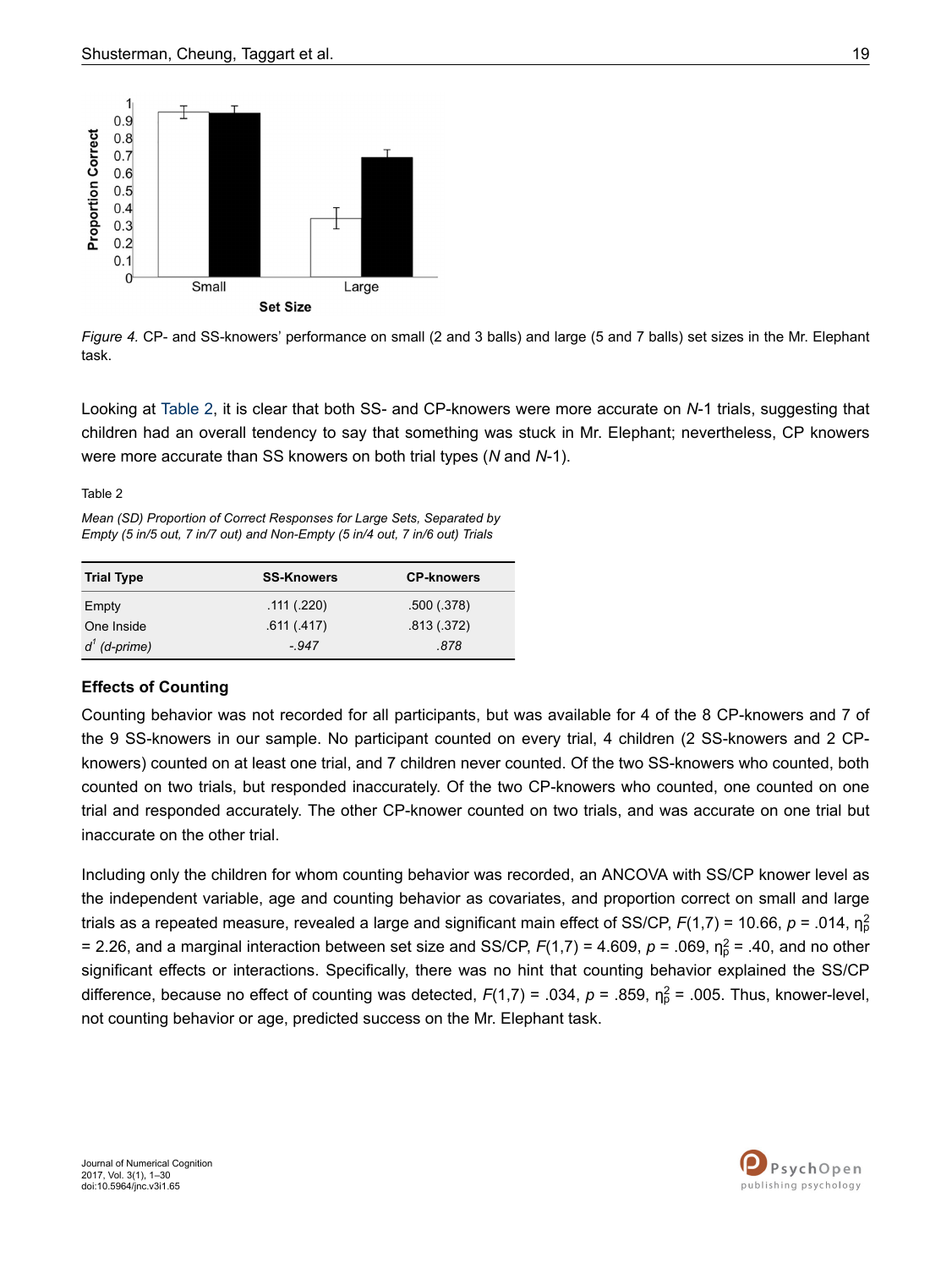*Figure 4.* CP- and SS-knowers' performance on small (2 and 3 balls) and large (5 and 7 balls) set sizes in the Mr. Elephant task.

Looking at Table 2, it is clear that both SS- and CP-knowers were more accurate on *N*-1 trials, suggesting that children had an overall tendency to say that something was stuck in Mr. Elephant; nevertheless, CP knowers were more accurate than SS knowers on both trial types (*N* and *N*-1).

Table 2

*Mean (SD) Proportion of Correct Responses for Large Sets, Separated by Empty (5 in/5 out, 7 in/7 out) and Non-Empty (5 in/4 out, 7 in/6 out) Trials*

| Trial Type | SS-Knowers | CP-knowers |
|---|---|---|
| Empty | .111 (.220) | .500 (.378) |
| One Inside | .611 (.417) | .813 (.372) |
| *d'* *(d-prime)* | *-.947* | *.878* |

### Effects of Counting

Counting behavior was not recorded for all participants, but was available for 4 of the 8 CP-knowers and 7 of the 9 SS-knowers in our sample. No participant counted on every trial, 4 children (2 SS-knowers and 2 CP-knowers) counted on at least one trial, and 7 children never counted. Of the two SS-knowers who counted, both counted on two trials, but responded inaccurately. Of the two CP-knowers who counted, one counted on one trial and responded accurately. The other CP-knower counted on two trials, and was accurate on one trial but inaccurate on the other trial.

Including only the children for whom counting behavior was recorded, an ANCOVA with SS/CP knower level as the independent variable, age and counting behavior as covariates, and proportion correct on small and large trials as a repeated measure, revealed a large and significant main effect of SS/CP, $F(1,7) = 10.66$, $p = .014$, $\eta_p^2 = 2.26$, and a marginal interaction between set size and SS/CP, $F(1,7) = 4.609$, $p = .069$, $\eta_p^2 = .40$, and no other significant effects or interactions. Specifically, there was no hint that counting behavior explained the SS/CP difference, because no effect of counting was detected, $F(1,7) = .034$, $p = .859$, $\eta_p^2 = .005$. Thus, knower-level, not counting behavior or age, predicted success on the Mr. Elephant task.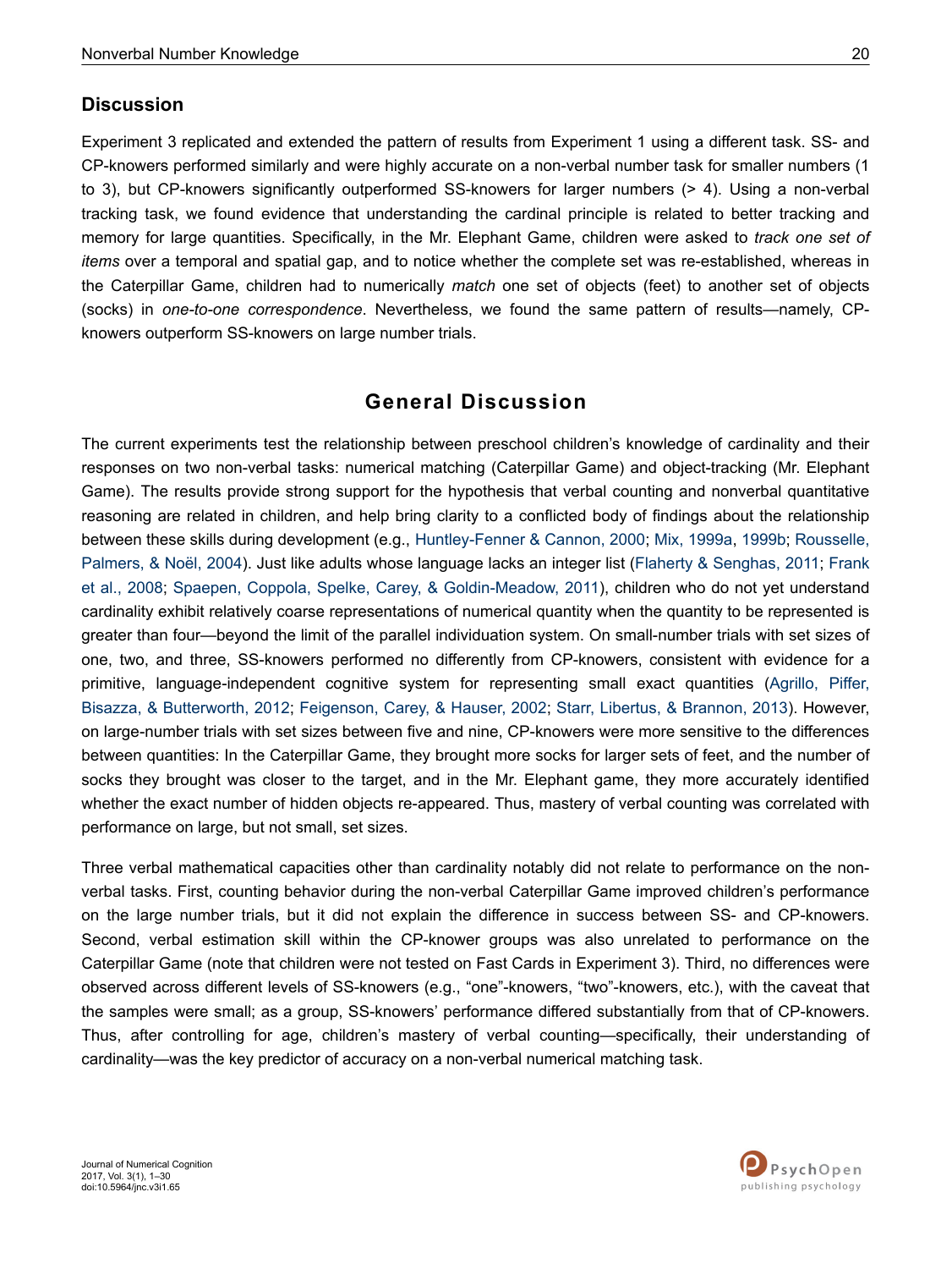### Discussion

Experiment 3 replicated and extended the pattern of results from Experiment 1 using a different task. SS- and CP-knowers performed similarly and were highly accurate on a non-verbal number task for smaller numbers (1 to 3), but CP-knowers significantly outperformed SS-knowers for larger numbers (> 4). Using a non-verbal tracking task, we found evidence that understanding the cardinal principle is related to better tracking and memory for large quantities. Specifically, in the Mr. Elephant Game, children were asked to *track one set of items* over a temporal and spatial gap, and to notice whether the complete set was re-established, whereas in the Caterpillar Game, children had to numerically *match* one set of objects (feet) to another set of objects (socks) in *one-to-one correspondence*. Nevertheless, we found the same pattern of results—namely, CP-knowers outperform SS-knowers on large number trials.

## General Discussion

The current experiments test the relationship between preschool children's knowledge of cardinality and their responses on two non-verbal tasks: numerical matching (Caterpillar Game) and object-tracking (Mr. Elephant Game). The results provide strong support for the hypothesis that verbal counting and nonverbal quantitative reasoning are related in children, and help bring clarity to a conflicted body of findings about the relationship between these skills during development (e.g., Huntley-Fenner & Cannon, 2000; Mix, 1999a, 1999b; Rousselle, Palmers, & Noël, 2004). Just like adults whose language lacks an integer list (Flaherty & Senghas, 2011; Frank et al., 2008; Spaepen, Coppola, Spelke, Carey, & Goldin-Meadow, 2011), children who do not yet understand cardinality exhibit relatively coarse representations of numerical quantity when the quantity to be represented is greater than four—beyond the limit of the parallel individuation system. On small-number trials with set sizes of one, two, and three, SS-knowers performed no differently from CP-knowers, consistent with evidence for a primitive, language-independent cognitive system for representing small exact quantities (Agrillo, Piffer, Bisazza, & Butterworth, 2012; Feigenson, Carey, & Hauser, 2002; Starr, Libertus, & Brannon, 2013). However, on large-number trials with set sizes between five and nine, CP-knowers were more sensitive to the differences between quantities: In the Caterpillar Game, they brought more socks for larger sets of feet, and the number of socks they brought was closer to the target, and in the Mr. Elephant game, they more accurately identified whether the exact number of hidden objects re-appeared. Thus, mastery of verbal counting was correlated with performance on large, but not small, set sizes.

Three verbal mathematical capacities other than cardinality notably did not relate to performance on the non-verbal tasks. First, counting behavior during the non-verbal Caterpillar Game improved children's performance on the large number trials, but it did not explain the difference in success between SS- and CP-knowers. Second, verbal estimation skill within the CP-knower groups was also unrelated to performance on the Caterpillar Game (note that children were not tested on Fast Cards in Experiment 3). Third, no differences were observed across different levels of SS-knowers (e.g., "one"-knowers, "two"-knowers, etc.), with the caveat that the samples were small; as a group, SS-knowers' performance differed substantially from that of CP-knowers. Thus, after controlling for age, children's mastery of verbal counting—specifically, their understanding of cardinality—was the key predictor of accuracy on a non-verbal numerical matching task.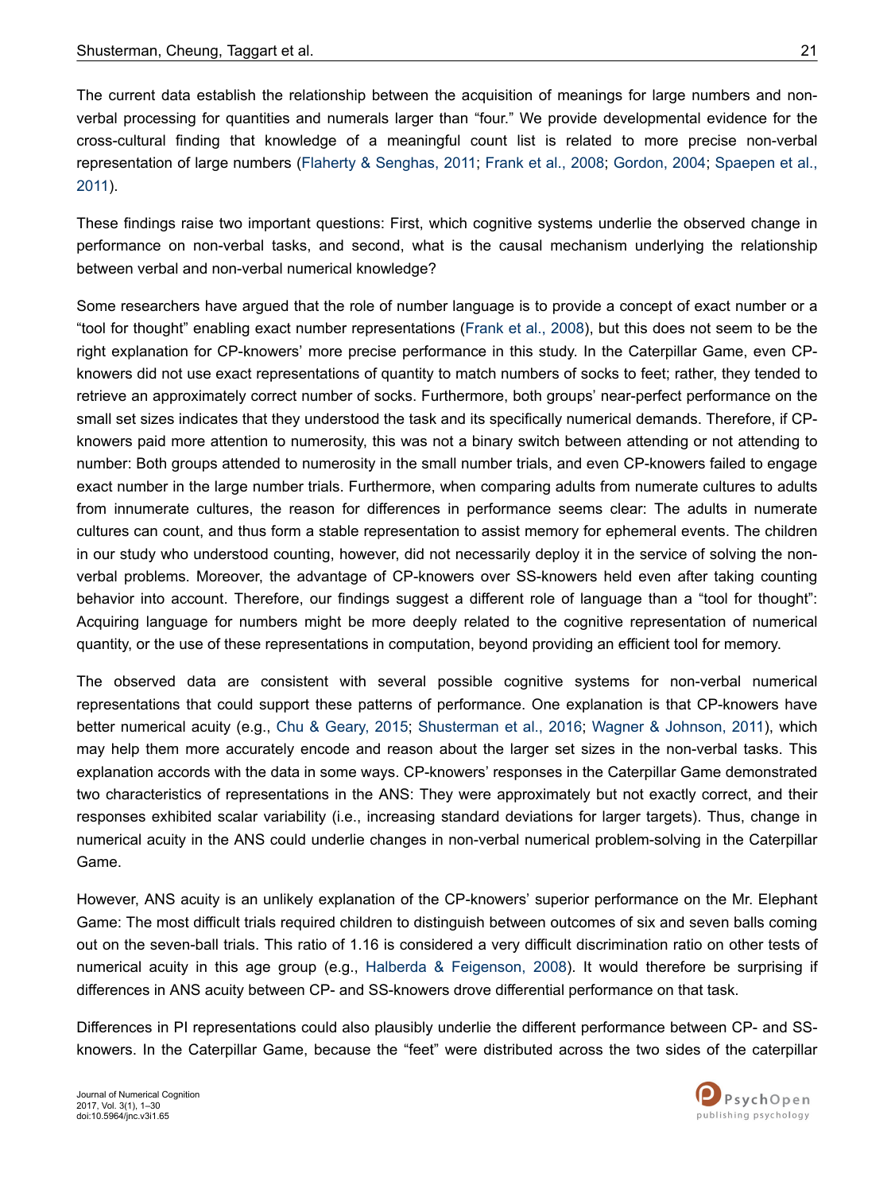The current data establish the relationship between the acquisition of meanings for large numbers and non-verbal processing for quantities and numerals larger than "four." We provide developmental evidence for the cross-cultural finding that knowledge of a meaningful count list is related to more precise non-verbal representation of large numbers (Flaherty & Senghas, 2011; Frank et al., 2008; Gordon, 2004; Spaepen et al., 2011).

These findings raise two important questions: First, which cognitive systems underlie the observed change in performance on non-verbal tasks, and second, what is the causal mechanism underlying the relationship between verbal and non-verbal numerical knowledge?

Some researchers have argued that the role of number language is to provide a concept of exact number or a "tool for thought" enabling exact number representations (Frank et al., 2008), but this does not seem to be the right explanation for CP-knowers' more precise performance in this study. In the Caterpillar Game, even CP-knowers did not use exact representations of quantity to match numbers of socks to feet; rather, they tended to retrieve an approximately correct number of socks. Furthermore, both groups' near-perfect performance on the small set sizes indicates that they understood the task and its specifically numerical demands. Therefore, if CP-knowers paid more attention to numerosity, this was not a binary switch between attending or not attending to number: Both groups attended to numerosity in the small number trials, and even CP-knowers failed to engage exact number in the large number trials. Furthermore, when comparing adults from numerate cultures to adults from innumerate cultures, the reason for differences in performance seems clear: The adults in numerate cultures can count, and thus form a stable representation to assist memory for ephemeral events. The children in our study who understood counting, however, did not necessarily deploy it in the service of solving the non-verbal problems. Moreover, the advantage of CP-knowers over SS-knowers held even after taking counting behavior into account. Therefore, our findings suggest a different role of language than a "tool for thought": Acquiring language for numbers might be more deeply related to the cognitive representation of numerical quantity, or the use of these representations in computation, beyond providing an efficient tool for memory.

The observed data are consistent with several possible cognitive systems for non-verbal numerical representations that could support these patterns of performance. One explanation is that CP-knowers have better numerical acuity (e.g., Chu & Geary, 2015; Shusterman et al., 2016; Wagner & Johnson, 2011), which may help them more accurately encode and reason about the larger set sizes in the non-verbal tasks. This explanation accords with the data in some ways. CP-knowers' responses in the Caterpillar Game demonstrated two characteristics of representations in the ANS: They were approximately but not exactly correct, and their responses exhibited scalar variability (i.e., increasing standard deviations for larger targets). Thus, change in numerical acuity in the ANS could underlie changes in non-verbal numerical problem-solving in the Caterpillar Game.

However, ANS acuity is an unlikely explanation of the CP-knowers' superior performance on the Mr. Elephant Game: The most difficult trials required children to distinguish between outcomes of six and seven balls coming out on the seven-ball trials. This ratio of 1.16 is considered a very difficult discrimination ratio on other tests of numerical acuity in this age group (e.g., Halberda & Feigenson, 2008). It would therefore be surprising if differences in ANS acuity between CP- and SS-knowers drove differential performance on that task.

Differences in PI representations could also plausibly underlie the different performance between CP- and SS-knowers. In the Caterpillar Game, because the "feet" were distributed across the two sides of the caterpillar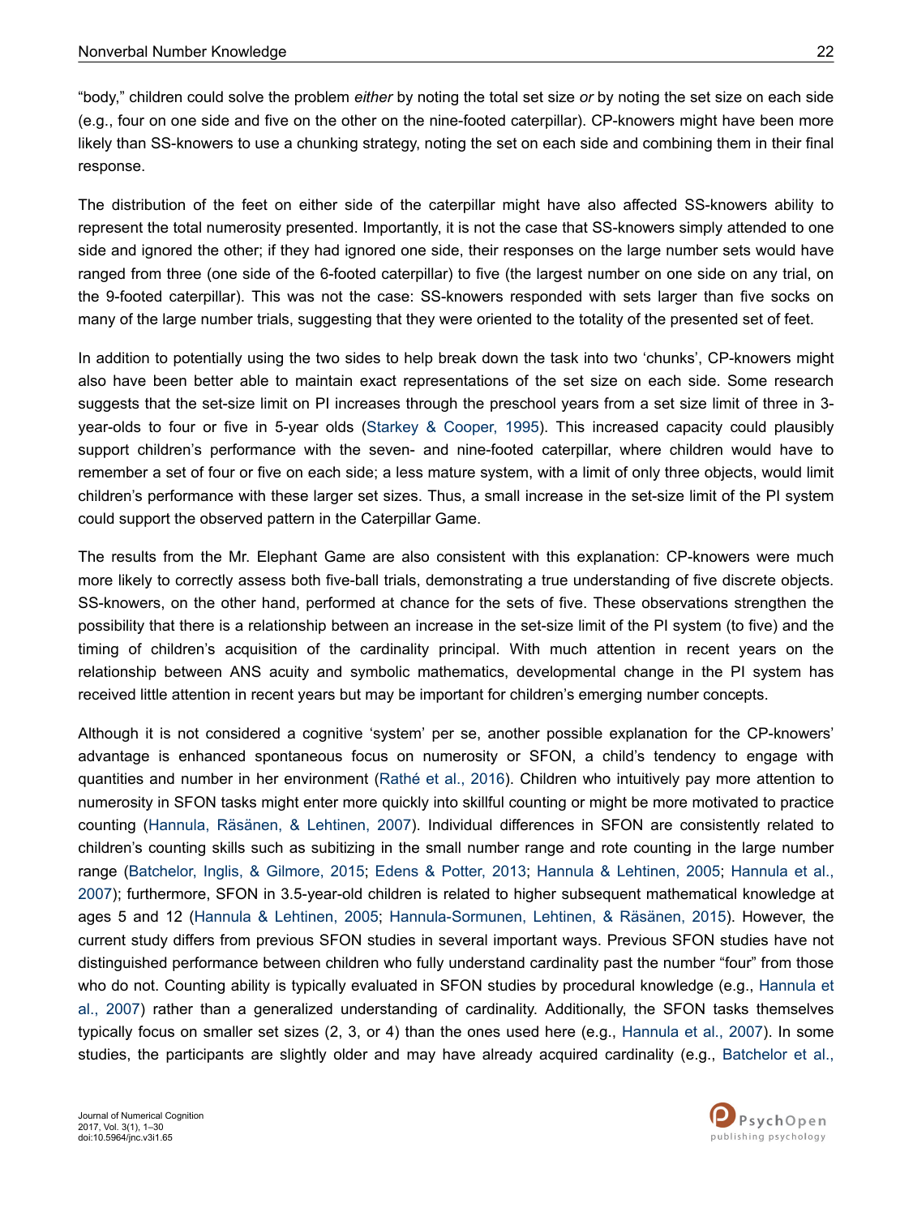“body,” children could solve the problem *either* by noting the total set size *or* by noting the set size on each side (e.g., four on one side and five on the other on the nine-footed caterpillar). CP-knowers might have been more likely than SS-knowers to use a chunking strategy, noting the set on each side and combining them in their final response.

The distribution of the feet on either side of the caterpillar might have also affected SS-knowers ability to represent the total numerosity presented. Importantly, it is not the case that SS-knowers simply attended to one side and ignored the other; if they had ignored one side, their responses on the large number sets would have ranged from three (one side of the 6-footed caterpillar) to five (the largest number on one side on any trial, on the 9-footed caterpillar). This was not the case: SS-knowers responded with sets larger than five socks on many of the large number trials, suggesting that they were oriented to the totality of the presented set of feet.

In addition to potentially using the two sides to help break down the task into two ‘chunks’, CP-knowers might also have been better able to maintain exact representations of the set size on each side. Some research suggests that the set-size limit on PI increases through the preschool years from a set size limit of three in 3-year-olds to four or five in 5-year olds (Starkey & Cooper, 1995). This increased capacity could plausibly support children’s performance with the seven- and nine-footed caterpillar, where children would have to remember a set of four or five on each side; a less mature system, with a limit of only three objects, would limit children’s performance with these larger set sizes. Thus, a small increase in the set-size limit of the PI system could support the observed pattern in the Caterpillar Game.

The results from the Mr. Elephant Game are also consistent with this explanation: CP-knowers were much more likely to correctly assess both five-ball trials, demonstrating a true understanding of five discrete objects. SS-knowers, on the other hand, performed at chance for the sets of five. These observations strengthen the possibility that there is a relationship between an increase in the set-size limit of the PI system (to five) and the timing of children’s acquisition of the cardinality principal. With much attention in recent years on the relationship between ANS acuity and symbolic mathematics, developmental change in the PI system has received little attention in recent years but may be important for children’s emerging number concepts.

Although it is not considered a cognitive ‘system’ per se, another possible explanation for the CP-knowers’ advantage is enhanced spontaneous focus on numerosity or SFON, a child’s tendency to engage with quantities and number in her environment (Rathé et al., 2016). Children who intuitively pay more attention to numerosity in SFON tasks might enter more quickly into skillful counting or might be more motivated to practice counting (Hannula, Räsänen, & Lehtinen, 2007). Individual differences in SFON are consistently related to children’s counting skills such as subitizing in the small number range and rote counting in the large number range (Batchelor, Inglis, & Gilmore, 2015; Edens & Potter, 2013; Hannula & Lehtinen, 2005; Hannula et al., 2007); furthermore, SFON in 3.5-year-old children is related to higher subsequent mathematical knowledge at ages 5 and 12 (Hannula & Lehtinen, 2005; Hannula-Sormunen, Lehtinen, & Räsänen, 2015). However, the current study differs from previous SFON studies in several important ways. Previous SFON studies have not distinguished performance between children who fully understand cardinality past the number “four” from those who do not. Counting ability is typically evaluated in SFON studies by procedural knowledge (e.g., Hannula et al., 2007) rather than a generalized understanding of cardinality. Additionally, the SFON tasks themselves typically focus on smaller set sizes (2, 3, or 4) than the ones used here (e.g., Hannula et al., 2007). In some studies, the participants are slightly older and may have already acquired cardinality (e.g., Batchelor et al.,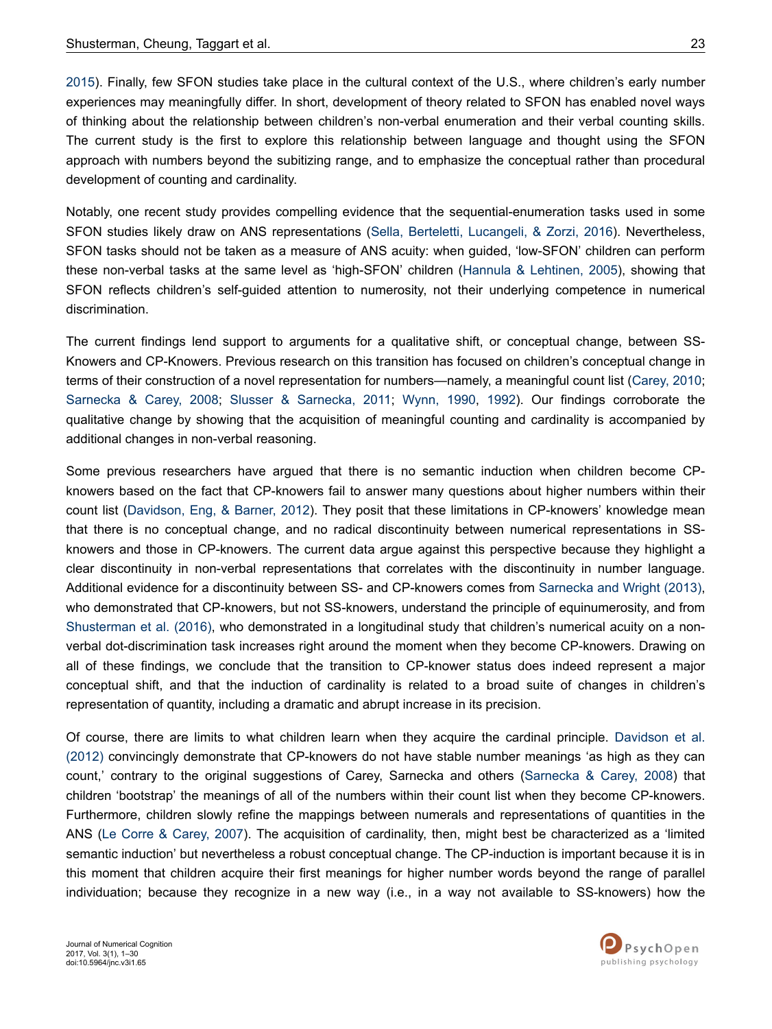2015). Finally, few SFON studies take place in the cultural context of the U.S., where children's early number experiences may meaningfully differ. In short, development of theory related to SFON has enabled novel ways of thinking about the relationship between children's non-verbal enumeration and their verbal counting skills. The current study is the first to explore this relationship between language and thought using the SFON approach with numbers beyond the subitizing range, and to emphasize the conceptual rather than procedural development of counting and cardinality.

Notably, one recent study provides compelling evidence that the sequential-enumeration tasks used in some SFON studies likely draw on ANS representations (Sella, Berteletti, Lucangeli, & Zorzi, 2016). Nevertheless, SFON tasks should not be taken as a measure of ANS acuity: when guided, 'low-SFON' children can perform these non-verbal tasks at the same level as 'high-SFON' children (Hannula & Lehtinen, 2005), showing that SFON reflects children's self-guided attention to numerosity, not their underlying competence in numerical discrimination.

The current findings lend support to arguments for a qualitative shift, or conceptual change, between SS-Knowers and CP-Knowers. Previous research on this transition has focused on children's conceptual change in terms of their construction of a novel representation for numbers—namely, a meaningful count list (Carey, 2010; Sarnecka & Carey, 2008; Slusser & Sarnecka, 2011; Wynn, 1990, 1992). Our findings corroborate the qualitative change by showing that the acquisition of meaningful counting and cardinality is accompanied by additional changes in non-verbal reasoning.

Some previous researchers have argued that there is no semantic induction when children become CP-knowers based on the fact that CP-knowers fail to answer many questions about higher numbers within their count list (Davidson, Eng, & Barner, 2012). They posit that these limitations in CP-knowers' knowledge mean that there is no conceptual change, and no radical discontinuity between numerical representations in SS-knowers and those in CP-knowers. The current data argue against this perspective because they highlight a clear discontinuity in non-verbal representations that correlates with the discontinuity in number language. Additional evidence for a discontinuity between SS- and CP-knowers comes from Sarnecka and Wright (2013), who demonstrated that CP-knowers, but not SS-knowers, understand the principle of equinumerosity, and from Shusterman et al. (2016), who demonstrated in a longitudinal study that children's numerical acuity on a non-verbal dot-discrimination task increases right around the moment when they become CP-knowers. Drawing on all of these findings, we conclude that the transition to CP-knower status does indeed represent a major conceptual shift, and that the induction of cardinality is related to a broad suite of changes in children's representation of quantity, including a dramatic and abrupt increase in its precision.

Of course, there are limits to what children learn when they acquire the cardinal principle. Davidson et al. (2012) convincingly demonstrate that CP-knowers do not have stable number meanings 'as high as they can count,' contrary to the original suggestions of Carey, Sarnecka and others (Sarnecka & Carey, 2008) that children 'bootstrap' the meanings of all of the numbers within their count list when they become CP-knowers. Furthermore, children slowly refine the mappings between numerals and representations of quantities in the ANS (Le Corre & Carey, 2007). The acquisition of cardinality, then, might best be characterized as a 'limited semantic induction' but nevertheless a robust conceptual change. The CP-induction is important because it is in this moment that children acquire their first meanings for higher number words beyond the range of parallel individuation; because they recognize in a new way (i.e., in a way not available to SS-knowers) how the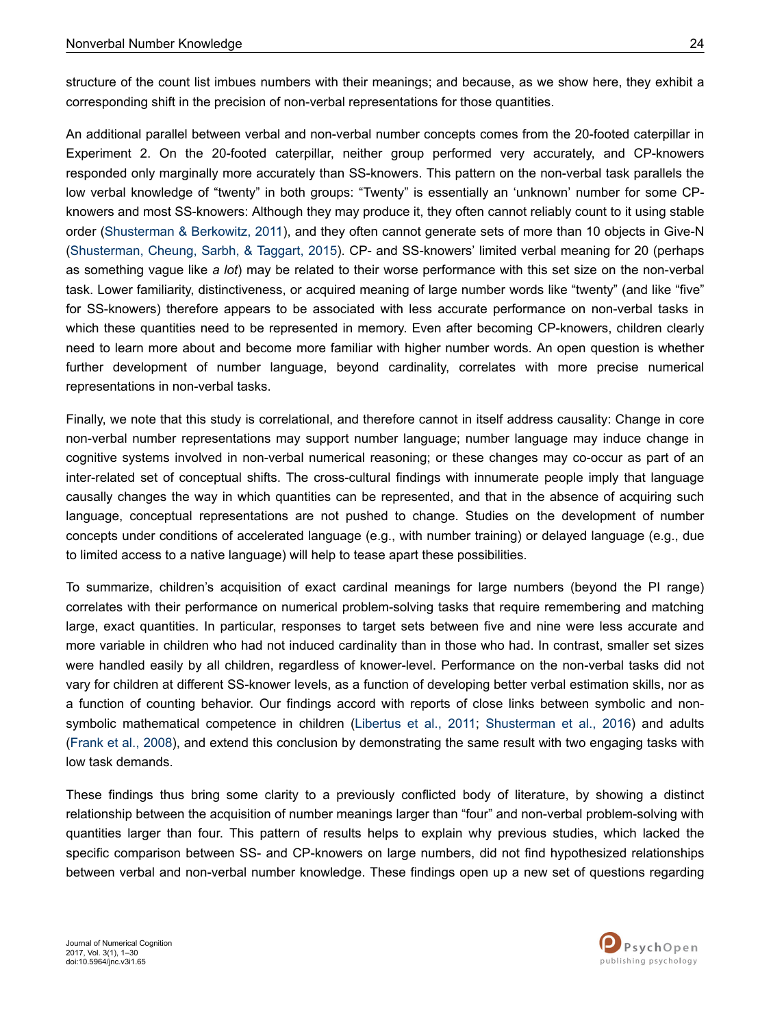structure of the count list imbues numbers with their meanings; and because, as we show here, they exhibit a corresponding shift in the precision of non-verbal representations for those quantities.

An additional parallel between verbal and non-verbal number concepts comes from the 20-footed caterpillar in Experiment 2. On the 20-footed caterpillar, neither group performed very accurately, and CP-knowers responded only marginally more accurately than SS-knowers. This pattern on the non-verbal task parallels the low verbal knowledge of "twenty" in both groups: "Twenty" is essentially an 'unknown' number for some CP-knowers and most SS-knowers: Although they may produce it, they often cannot reliably count to it using stable order (Shusterman & Berkowitz, 2011), and they often cannot generate sets of more than 10 objects in Give-N (Shusterman, Cheung, Sarbh, & Taggart, 2015). CP- and SS-knowers' limited verbal meaning for 20 (perhaps as something vague like *a lot*) may be related to their worse performance with this set size on the non-verbal task. Lower familiarity, distinctiveness, or acquired meaning of large number words like "twenty" (and like "five" for SS-knowers) therefore appears to be associated with less accurate performance on non-verbal tasks in which these quantities need to be represented in memory. Even after becoming CP-knowers, children clearly need to learn more about and become more familiar with higher number words. An open question is whether further development of number language, beyond cardinality, correlates with more precise numerical representations in non-verbal tasks.

Finally, we note that this study is correlational, and therefore cannot in itself address causality: Change in core non-verbal number representations may support number language; number language may induce change in cognitive systems involved in non-verbal numerical reasoning; or these changes may co-occur as part of an inter-related set of conceptual shifts. The cross-cultural findings with innumerate people imply that language causally changes the way in which quantities can be represented, and that in the absence of acquiring such language, conceptual representations are not pushed to change. Studies on the development of number concepts under conditions of accelerated language (e.g., with number training) or delayed language (e.g., due to limited access to a native language) will help to tease apart these possibilities.

To summarize, children's acquisition of exact cardinal meanings for large numbers (beyond the PI range) correlates with their performance on numerical problem-solving tasks that require remembering and matching large, exact quantities. In particular, responses to target sets between five and nine were less accurate and more variable in children who had not induced cardinality than in those who had. In contrast, smaller set sizes were handled easily by all children, regardless of knower-level. Performance on the non-verbal tasks did not vary for children at different SS-knower levels, as a function of developing better verbal estimation skills, nor as a function of counting behavior. Our findings accord with reports of close links between symbolic and non-symbolic mathematical competence in children (Libertus et al., 2011; Shusterman et al., 2016) and adults (Frank et al., 2008), and extend this conclusion by demonstrating the same result with two engaging tasks with low task demands.

These findings thus bring some clarity to a previously conflicted body of literature, by showing a distinct relationship between the acquisition of number meanings larger than "four" and non-verbal problem-solving with quantities larger than four. This pattern of results helps to explain why previous studies, which lacked the specific comparison between SS- and CP-knowers on large numbers, did not find hypothesized relationships between verbal and non-verbal number knowledge. These findings open up a new set of questions regarding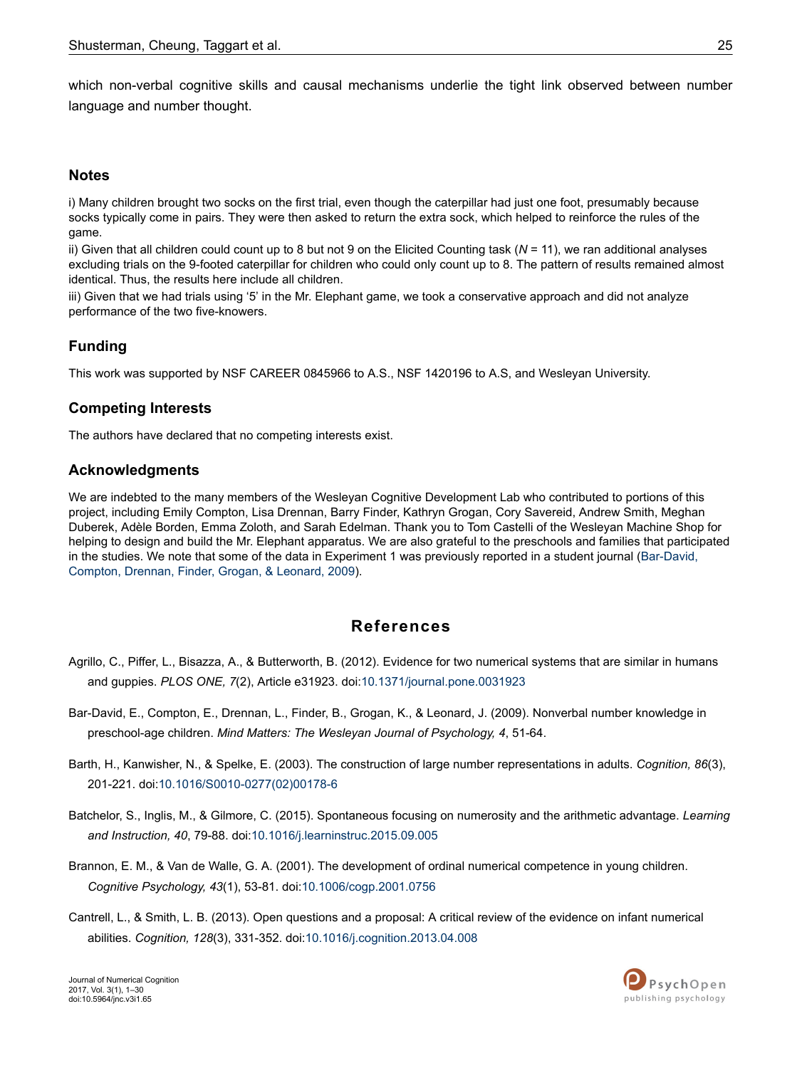which non-verbal cognitive skills and causal mechanisms underlie the tight link observed between number language and number thought.

## Notes

i) Many children brought two socks on the first trial, even though the caterpillar had just one foot, presumably because socks typically come in pairs. They were then asked to return the extra sock, which helped to reinforce the rules of the game.
ii) Given that all children could count up to 8 but not 9 on the Elicited Counting task (*N* = 11), we ran additional analyses excluding trials on the 9-footed caterpillar for children who could only count up to 8. The pattern of results remained almost identical. Thus, the results here include all children.
iii) Given that we had trials using '5' in the Mr. Elephant game, we took a conservative approach and did not analyze performance of the two five-knowers.

## Funding

This work was supported by NSF CAREER 0845966 to A.S., NSF 1420196 to A.S, and Wesleyan University.

## Competing Interests

The authors have declared that no competing interests exist.

## Acknowledgments

We are indebted to the many members of the Wesleyan Cognitive Development Lab who contributed to portions of this project, including Emily Compton, Lisa Drennan, Barry Finder, Kathryn Grogan, Cory Savereid, Andrew Smith, Meghan Duberek, Adèle Borden, Emma Zoloth, and Sarah Edelman. Thank you to Tom Castelli of the Wesleyan Machine Shop for helping to design and build the Mr. Elephant apparatus. We are also grateful to the preschools and families that participated in the studies. We note that some of the data in Experiment 1 was previously reported in a student journal (Bar-David, Compton, Drennan, Finder, Grogan, & Leonard, 2009).

# References

Agrillo, C., Piffer, L., Bisazza, A., & Butterworth, B. (2012). Evidence for two numerical systems that are similar in humans and guppies. *PLOS ONE, 7*(2), Article e31923. doi:10.1371/journal.pone.0031923

Bar-David, E., Compton, E., Drennan, L., Finder, B., Grogan, K., & Leonard, J. (2009). Nonverbal number knowledge in preschool-age children. *Mind Matters: The Wesleyan Journal of Psychology, 4*, 51-64.

Barth, H., Kanwisher, N., & Spelke, E. (2003). The construction of large number representations in adults. *Cognition, 86*(3), 201-221. doi:10.1016/S0010-0277(02)00178-6

Batchelor, S., Inglis, M., & Gilmore, C. (2015). Spontaneous focusing on numerosity and the arithmetic advantage. *Learning and Instruction, 40*, 79-88. doi:10.1016/j.learninstruc.2015.09.005

Brannon, E. M., & Van de Walle, G. A. (2001). The development of ordinal numerical competence in young children. *Cognitive Psychology, 43*(1), 53-81. doi:10.1006/cogp.2001.0756

Cantrell, L., & Smith, L. B. (2013). Open questions and a proposal: A critical review of the evidence on infant numerical abilities. *Cognition, 128*(3), 331-352. doi:10.1016/j.cognition.2013.04.008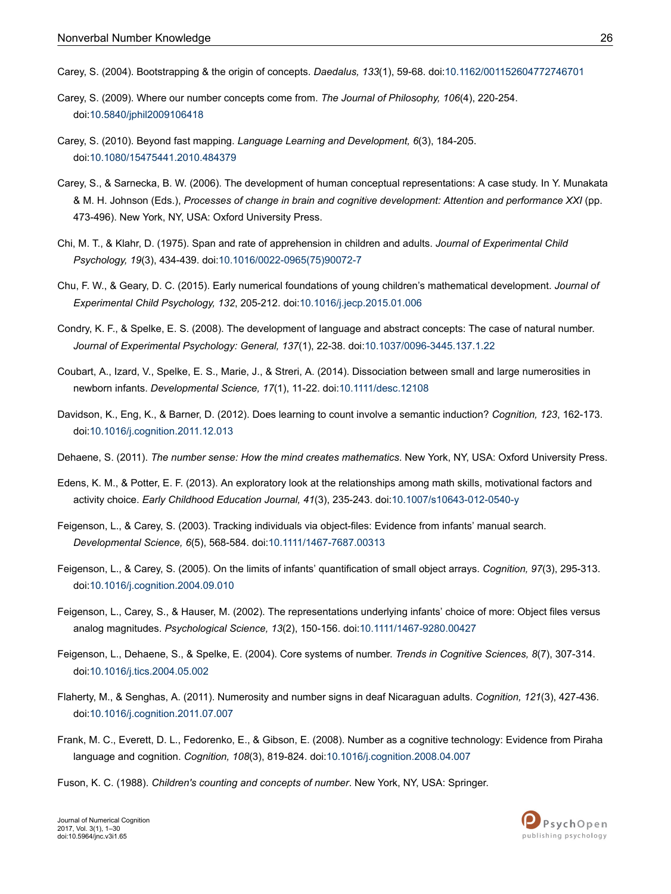Carey, S. (2004). Bootstrapping & the origin of concepts. *Daedalus, 133*(1), 59-68. doi:10.1162/001152604772746701

Carey, S. (2009). Where our number concepts come from. *The Journal of Philosophy, 106*(4), 220-254. doi:10.5840/jphil2009106418

Carey, S. (2010). Beyond fast mapping. *Language Learning and Development, 6*(3), 184-205. doi:10.1080/15475441.2010.484379

Carey, S., & Sarnecka, B. W. (2006). The development of human conceptual representations: A case study. In Y. Munakata & M. H. Johnson (Eds.), *Processes of change in brain and cognitive development: Attention and performance XXI* (pp. 473-496). New York, NY, USA: Oxford University Press.

Chi, M. T., & Klahr, D. (1975). Span and rate of apprehension in children and adults. *Journal of Experimental Child Psychology, 19*(3), 434-439. doi:10.1016/0022-0965(75)90072-7

Chu, F. W., & Geary, D. C. (2015). Early numerical foundations of young children's mathematical development. *Journal of Experimental Child Psychology, 132*, 205-212. doi:10.1016/j.jecp.2015.01.006

Condry, K. F., & Spelke, E. S. (2008). The development of language and abstract concepts: The case of natural number. *Journal of Experimental Psychology: General, 137*(1), 22-38. doi:10.1037/0096-3445.137.1.22

Coubart, A., Izard, V., Spelke, E. S., Marie, J., & Streri, A. (2014). Dissociation between small and large numerosities in newborn infants. *Developmental Science, 17*(1), 11-22. doi:10.1111/desc.12108

Davidson, K., Eng, K., & Barner, D. (2012). Does learning to count involve a semantic induction? *Cognition, 123*, 162-173. doi:10.1016/j.cognition.2011.12.013

Dehaene, S. (2011). *The number sense: How the mind creates mathematics*. New York, NY, USA: Oxford University Press.

Edens, K. M., & Potter, E. F. (2013). An exploratory look at the relationships among math skills, motivational factors and activity choice. *Early Childhood Education Journal, 41*(3), 235-243. doi:10.1007/s10643-012-0540-y

Feigenson, L., & Carey, S. (2003). Tracking individuals via object-files: Evidence from infants' manual search. *Developmental Science, 6*(5), 568-584. doi:10.1111/1467-7687.00313

Feigenson, L., & Carey, S. (2005). On the limits of infants' quantification of small object arrays. *Cognition, 97*(3), 295-313. doi:10.1016/j.cognition.2004.09.010

Feigenson, L., Carey, S., & Hauser, M. (2002). The representations underlying infants' choice of more: Object files versus analog magnitudes. *Psychological Science, 13*(2), 150-156. doi:10.1111/1467-9280.00427

Feigenson, L., Dehaene, S., & Spelke, E. (2004). Core systems of number. *Trends in Cognitive Sciences, 8*(7), 307-314. doi:10.1016/j.tics.2004.05.002

Flaherty, M., & Senghas, A. (2011). Numerosity and number signs in deaf Nicaraguan adults. *Cognition, 121*(3), 427-436. doi:10.1016/j.cognition.2011.07.007

Frank, M. C., Everett, D. L., Fedorenko, E., & Gibson, E. (2008). Number as a cognitive technology: Evidence from Piraha language and cognition. *Cognition, 108*(3), 819-824. doi:10.1016/j.cognition.2008.04.007

Fuson, K. C. (1988). *Children's counting and concepts of number*. New York, NY, USA: Springer.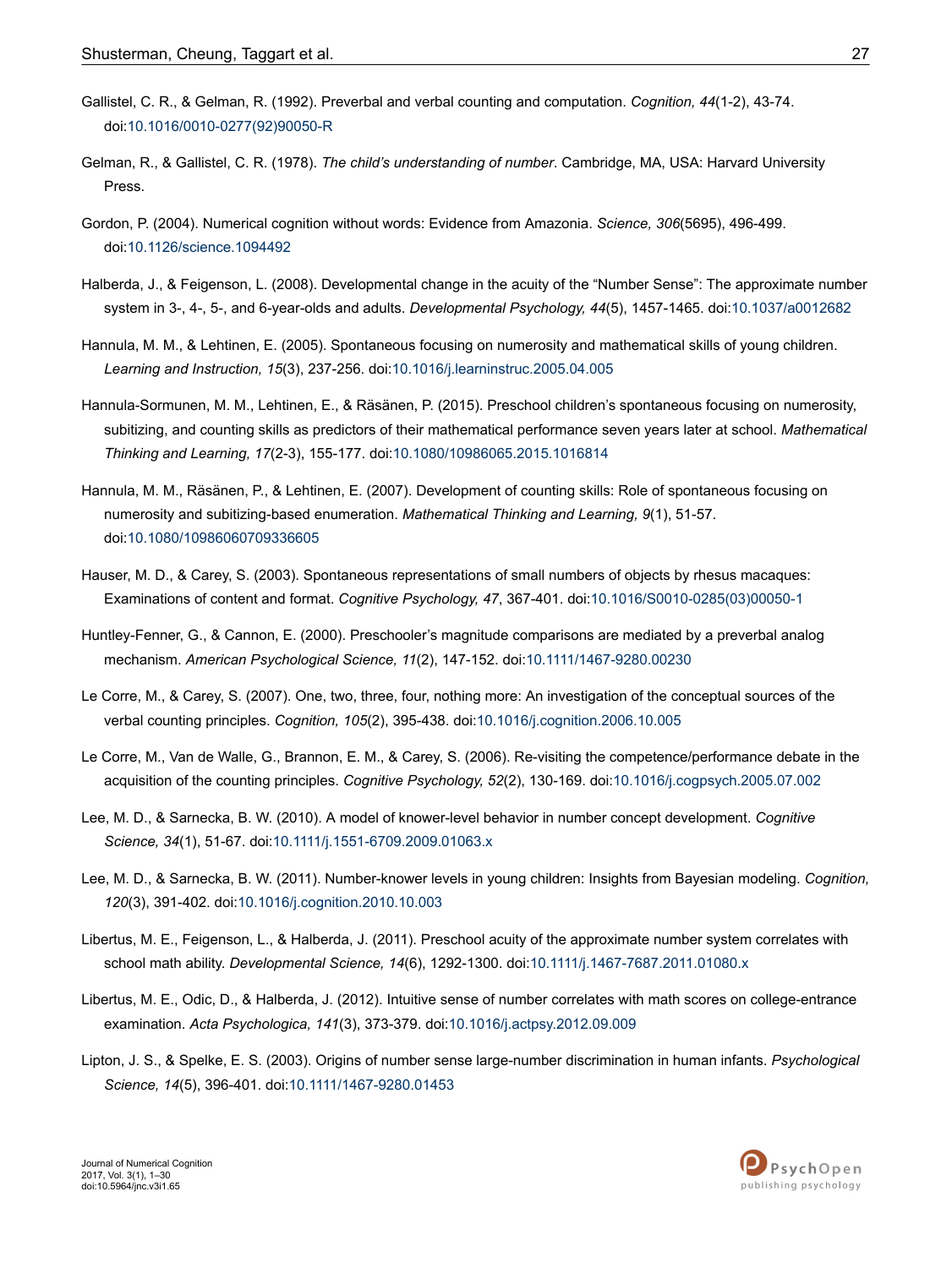Gallistel, C. R., & Gelman, R. (1992). Preverbal and verbal counting and computation. *Cognition, 44*(1-2), 43-74. doi:10.1016/0010-0277(92)90050-R

Gelman, R., & Gallistel, C. R. (1978). *The child's understanding of number*. Cambridge, MA, USA: Harvard University Press.

Gordon, P. (2004). Numerical cognition without words: Evidence from Amazonia. *Science, 306*(5695), 496-499. doi:10.1126/science.1094492

Halberda, J., & Feigenson, L. (2008). Developmental change in the acuity of the "Number Sense": The approximate number system in 3-, 4-, 5-, and 6-year-olds and adults. *Developmental Psychology, 44*(5), 1457-1465. doi:10.1037/a0012682

Hannula, M. M., & Lehtinen, E. (2005). Spontaneous focusing on numerosity and mathematical skills of young children. *Learning and Instruction, 15*(3), 237-256. doi:10.1016/j.learninstruc.2005.04.005

Hannula-Sormunen, M. M., Lehtinen, E., & Räsänen, P. (2015). Preschool children's spontaneous focusing on numerosity, subitizing, and counting skills as predictors of their mathematical performance seven years later at school. *Mathematical Thinking and Learning, 17*(2-3), 155-177. doi:10.1080/10986065.2015.1016814

Hannula, M. M., Räsänen, P., & Lehtinen, E. (2007). Development of counting skills: Role of spontaneous focusing on numerosity and subitizing-based enumeration. *Mathematical Thinking and Learning, 9*(1), 51-57. doi:10.1080/10986060709336605

Hauser, M. D., & Carey, S. (2003). Spontaneous representations of small numbers of objects by rhesus macaques: Examinations of content and format. *Cognitive Psychology, 47*, 367-401. doi:10.1016/S0010-0285(03)00050-1

Huntley-Fenner, G., & Cannon, E. (2000). Preschooler's magnitude comparisons are mediated by a preverbal analog mechanism. *American Psychological Science, 11*(2), 147-152. doi:10.1111/1467-9280.00230

Le Corre, M., & Carey, S. (2007). One, two, three, four, nothing more: An investigation of the conceptual sources of the verbal counting principles. *Cognition, 105*(2), 395-438. doi:10.1016/j.cognition.2006.10.005

Le Corre, M., Van de Walle, G., Brannon, E. M., & Carey, S. (2006). Re-visiting the competence/performance debate in the acquisition of the counting principles. *Cognitive Psychology, 52*(2), 130-169. doi:10.1016/j.cogpsych.2005.07.002

Lee, M. D., & Sarnecka, B. W. (2010). A model of knower-level behavior in number concept development. *Cognitive Science, 34*(1), 51-67. doi:10.1111/j.1551-6709.2009.01063.x

Lee, M. D., & Sarnecka, B. W. (2011). Number-knower levels in young children: Insights from Bayesian modeling. *Cognition, 120*(3), 391-402. doi:10.1016/j.cognition.2010.10.003

Libertus, M. E., Feigenson, L., & Halberda, J. (2011). Preschool acuity of the approximate number system correlates with school math ability. *Developmental Science, 14*(6), 1292-1300. doi:10.1111/j.1467-7687.2011.01080.x

Libertus, M. E., Odic, D., & Halberda, J. (2012). Intuitive sense of number correlates with math scores on college-entrance examination. *Acta Psychologica, 141*(3), 373-379. doi:10.1016/j.actpsy.2012.09.009

Lipton, J. S., & Spelke, E. S. (2003). Origins of number sense large-number discrimination in human infants. *Psychological Science, 14*(5), 396-401. doi:10.1111/1467-9280.01453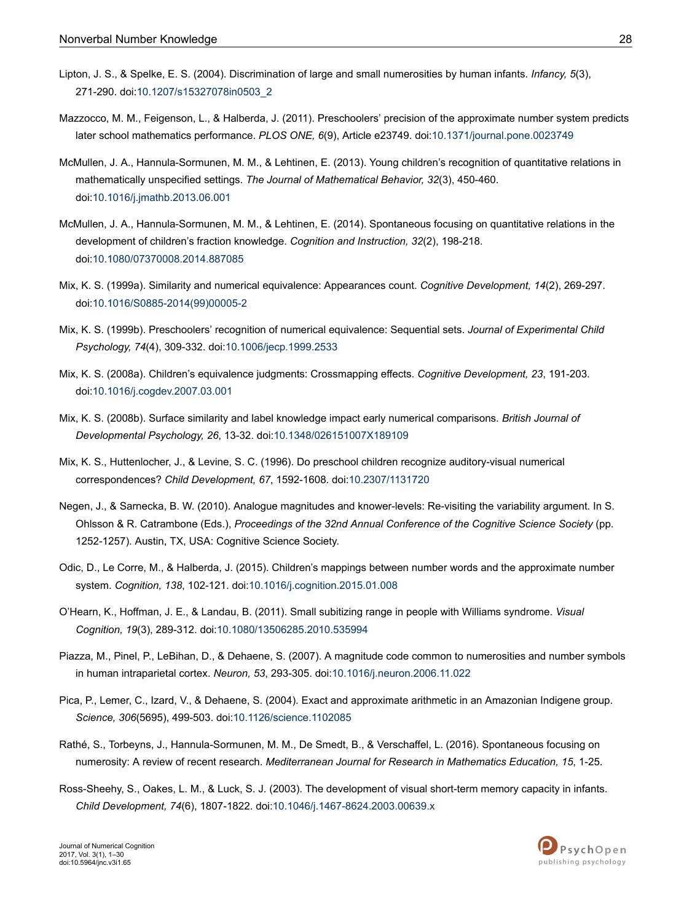Lipton, J. S., & Spelke, E. S. (2004). Discrimination of large and small numerosities by human infants. *Infancy, 5*(3), 271-290. doi:10.1207/s15327078in0503_2

Mazzocco, M. M., Feigenson, L., & Halberda, J. (2011). Preschoolers' precision of the approximate number system predicts later school mathematics performance. *PLOS ONE, 6*(9), Article e23749. doi:10.1371/journal.pone.0023749

McMullen, J. A., Hannula-Sormunen, M. M., & Lehtinen, E. (2013). Young children's recognition of quantitative relations in mathematically unspecified settings. *The Journal of Mathematical Behavior, 32*(3), 450-460. doi:10.1016/j.jmathb.2013.06.001

McMullen, J. A., Hannula-Sormunen, M. M., & Lehtinen, E. (2014). Spontaneous focusing on quantitative relations in the development of children's fraction knowledge. *Cognition and Instruction, 32*(2), 198-218. doi:10.1080/07370008.2014.887085

Mix, K. S. (1999a). Similarity and numerical equivalence: Appearances count. *Cognitive Development, 14*(2), 269-297. doi:10.1016/S0885-2014(99)00005-2

Mix, K. S. (1999b). Preschoolers' recognition of numerical equivalence: Sequential sets. *Journal of Experimental Child Psychology, 74*(4), 309-332. doi:10.1006/jecp.1999.2533

Mix, K. S. (2008a). Children's equivalence judgments: Crossmapping effects. *Cognitive Development, 23*, 191-203. doi:10.1016/j.cogdev.2007.03.001

Mix, K. S. (2008b). Surface similarity and label knowledge impact early numerical comparisons. *British Journal of Developmental Psychology, 26*, 13-32. doi:10.1348/026151007X189109

Mix, K. S., Huttenlocher, J., & Levine, S. C. (1996). Do preschool children recognize auditory-visual numerical correspondences? *Child Development, 67*, 1592-1608. doi:10.2307/1131720

Negen, J., & Sarnecka, B. W. (2010). Analogue magnitudes and knower-levels: Re-visiting the variability argument. In S. Ohlsson & R. Catrambone (Eds.), *Proceedings of the 32nd Annual Conference of the Cognitive Science Society* (pp. 1252-1257). Austin, TX, USA: Cognitive Science Society.

Odic, D., Le Corre, M., & Halberda, J. (2015). Children's mappings between number words and the approximate number system. *Cognition, 138*, 102-121. doi:10.1016/j.cognition.2015.01.008

O'Hearn, K., Hoffman, J. E., & Landau, B. (2011). Small subitizing range in people with Williams syndrome. *Visual Cognition, 19*(3), 289-312. doi:10.1080/13506285.2010.535994

Piazza, M., Pinel, P., LeBihan, D., & Dehaene, S. (2007). A magnitude code common to numerosities and number symbols in human intraparietal cortex. *Neuron, 53*, 293-305. doi:10.1016/j.neuron.2006.11.022

Pica, P., Lemer, C., Izard, V., & Dehaene, S. (2004). Exact and approximate arithmetic in an Amazonian Indigene group. *Science, 306*(5695), 499-503. doi:10.1126/science.1102085

Rathé, S., Torbeyns, J., Hannula-Sormunen, M. M., De Smedt, B., & Verschaffel, L. (2016). Spontaneous focusing on numerosity: A review of recent research. *Mediterranean Journal for Research in Mathematics Education, 15*, 1-25.

Ross-Sheehy, S., Oakes, L. M., & Luck, S. J. (2003). The development of visual short-term memory capacity in infants. *Child Development, 74*(6), 1807-1822. doi:10.1046/j.1467-8624.2003.00639.x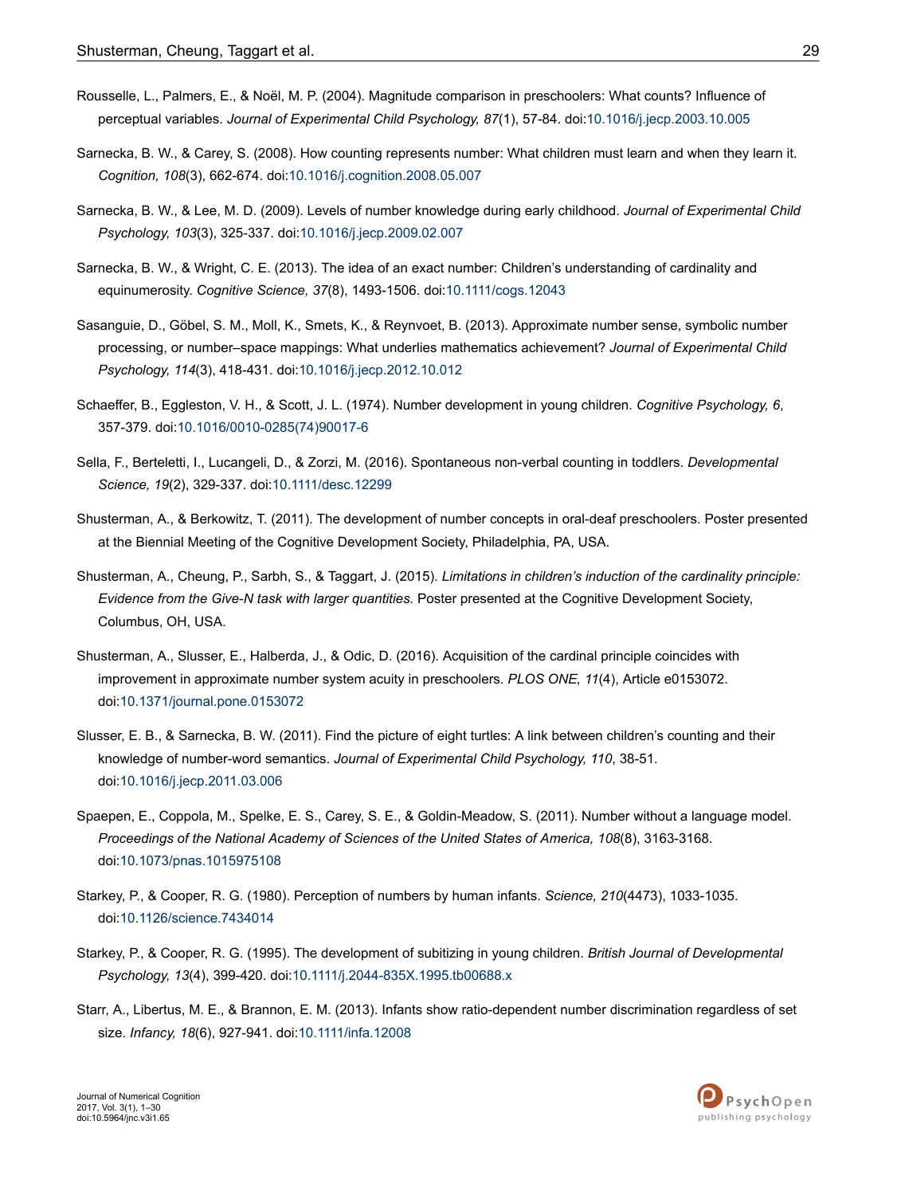Rousselle, L., Palmers, E., & Noël, M. P. (2004). Magnitude comparison in preschoolers: What counts? Influence of perceptual variables. *Journal of Experimental Child Psychology, 87*(1), 57-84. doi:10.1016/j.jecp.2003.10.005

Sarnecka, B. W., & Carey, S. (2008). How counting represents number: What children must learn and when they learn it. *Cognition, 108*(3), 662-674. doi:10.1016/j.cognition.2008.05.007

Sarnecka, B. W., & Lee, M. D. (2009). Levels of number knowledge during early childhood. *Journal of Experimental Child Psychology, 103*(3), 325-337. doi:10.1016/j.jecp.2009.02.007

Sarnecka, B. W., & Wright, C. E. (2013). The idea of an exact number: Children's understanding of cardinality and equinumerosity. *Cognitive Science, 37*(8), 1493-1506. doi:10.1111/cogs.12043

Sasanguie, D., Göbel, S. M., Moll, K., Smets, K., & Reynvoet, B. (2013). Approximate number sense, symbolic number processing, or number–space mappings: What underlies mathematics achievement? *Journal of Experimental Child Psychology, 114*(3), 418-431. doi:10.1016/j.jecp.2012.10.012

Schaeffer, B., Eggleston, V. H., & Scott, J. L. (1974). Number development in young children. *Cognitive Psychology, 6*, 357-379. doi:10.1016/0010-0285(74)90017-6

Sella, F., Berteletti, I., Lucangeli, D., & Zorzi, M. (2016). Spontaneous non-verbal counting in toddlers. *Developmental Science, 19*(2), 329-337. doi:10.1111/desc.12299

Shusterman, A., & Berkowitz, T. (2011). The development of number concepts in oral-deaf preschoolers. Poster presented at the Biennial Meeting of the Cognitive Development Society, Philadelphia, PA, USA.

Shusterman, A., Cheung, P., Sarbh, S., & Taggart, J. (2015). *Limitations in children's induction of the cardinality principle: Evidence from the Give-N task with larger quantities.* Poster presented at the Cognitive Development Society, Columbus, OH, USA.

Shusterman, A., Slusser, E., Halberda, J., & Odic, D. (2016). Acquisition of the cardinal principle coincides with improvement in approximate number system acuity in preschoolers. *PLOS ONE, 11*(4), Article e0153072. doi:10.1371/journal.pone.0153072

Slusser, E. B., & Sarnecka, B. W. (2011). Find the picture of eight turtles: A link between children's counting and their knowledge of number-word semantics. *Journal of Experimental Child Psychology, 110*, 38-51. doi:10.1016/j.jecp.2011.03.006

Spaepen, E., Coppola, M., Spelke, E. S., Carey, S. E., & Goldin-Meadow, S. (2011). Number without a language model. *Proceedings of the National Academy of Sciences of the United States of America, 108*(8), 3163-3168. doi:10.1073/pnas.1015975108

Starkey, P., & Cooper, R. G. (1980). Perception of numbers by human infants. *Science, 210*(4473), 1033-1035. doi:10.1126/science.7434014

Starkey, P., & Cooper, R. G. (1995). The development of subitizing in young children. *British Journal of Developmental Psychology, 13*(4), 399-420. doi:10.1111/j.2044-835X.1995.tb00688.x

Starr, A., Libertus, M. E., & Brannon, E. M. (2013). Infants show ratio-dependent number discrimination regardless of set size. *Infancy, 18*(6), 927-941. doi:10.1111/infa.12008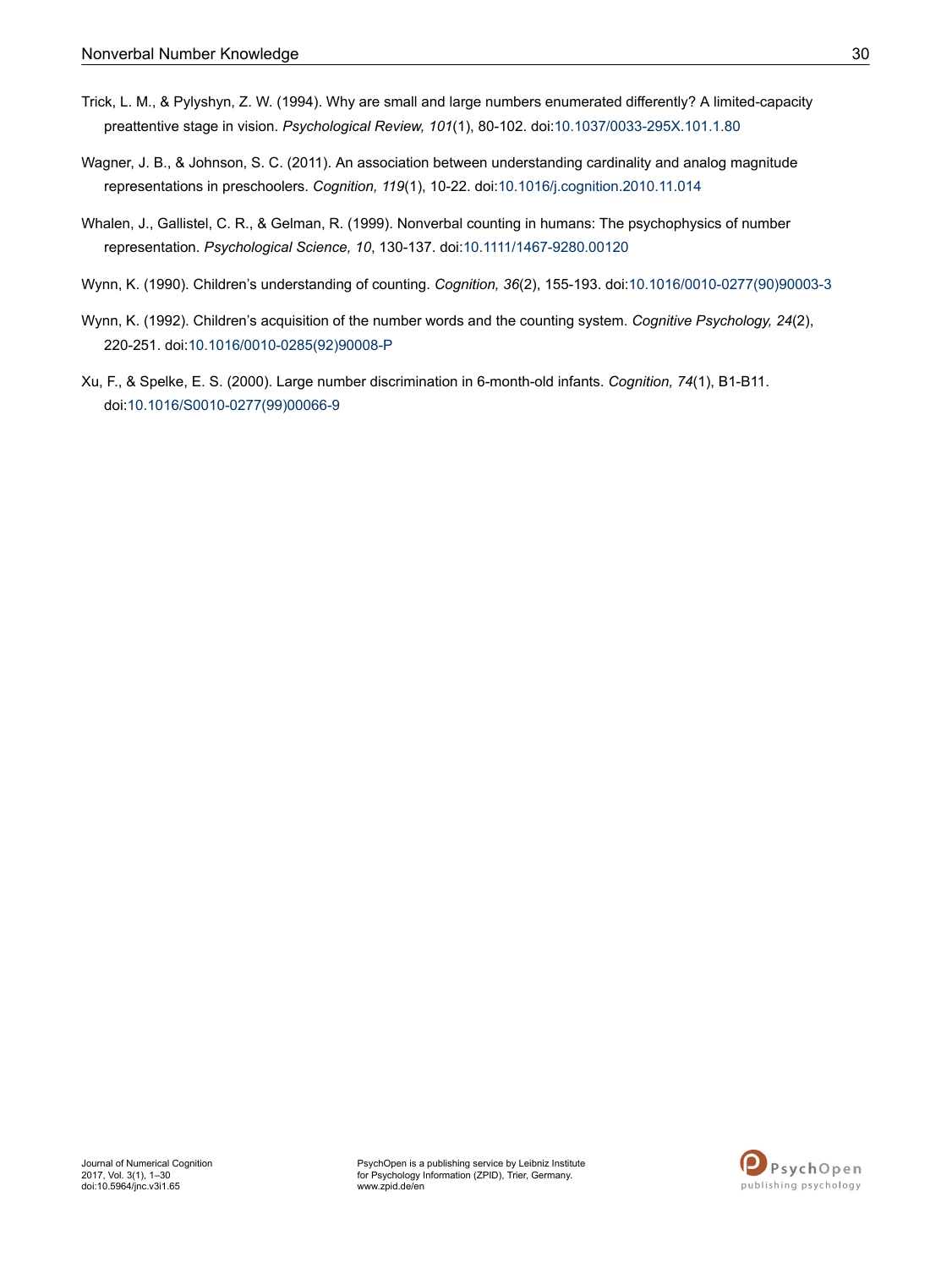Trick, L. M., & Pylyshyn, Z. W. (1994). Why are small and large numbers enumerated differently? A limited-capacity preattentive stage in vision. *Psychological Review, 101*(1), 80-102. doi:10.1037/0033-295X.101.1.80

Wagner, J. B., & Johnson, S. C. (2011). An association between understanding cardinality and analog magnitude representations in preschoolers. *Cognition, 119*(1), 10-22. doi:10.1016/j.cognition.2010.11.014

Whalen, J., Gallistel, C. R., & Gelman, R. (1999). Nonverbal counting in humans: The psychophysics of number representation. *Psychological Science, 10*, 130-137. doi:10.1111/1467-9280.00120

Wynn, K. (1990). Children's understanding of counting. *Cognition, 36*(2), 155-193. doi:10.1016/0010-0277(90)90003-3

Wynn, K. (1992). Children's acquisition of the number words and the counting system. *Cognitive Psychology, 24*(2), 220-251. doi:10.1016/0010-0285(92)90008-P

Xu, F., & Spelke, E. S. (2000). Large number discrimination in 6-month-old infants. *Cognition, 74*(1), B1-B11. doi:10.1016/S0010-0277(99)00066-9